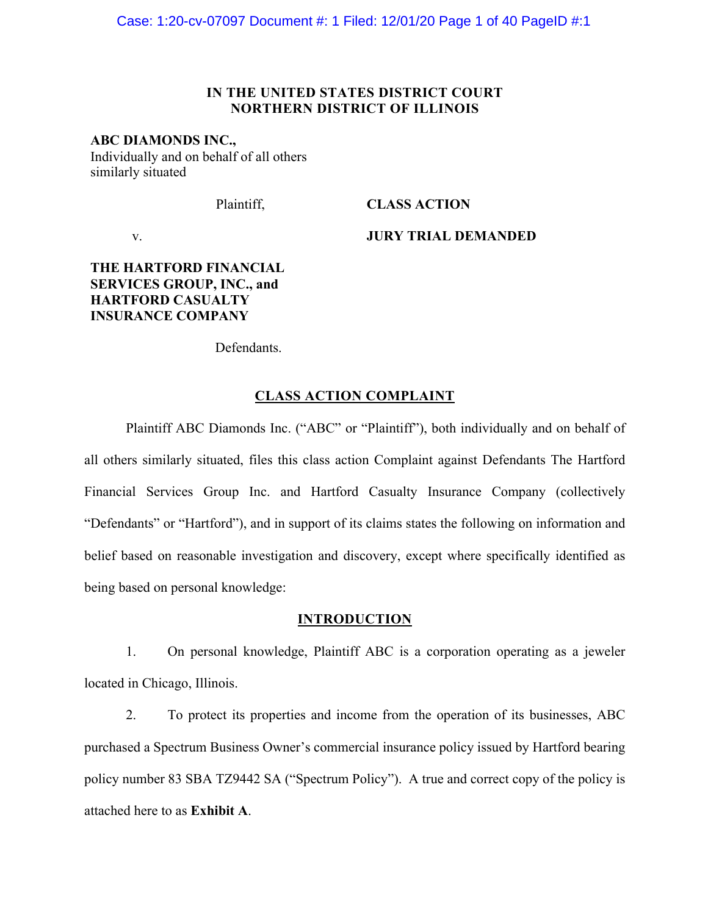**IN THE UNITED STATES DISTRICT COURT**
**NORTHERN DISTRICT OF ILLINOIS**

**ABC DIAMONDS INC.,**
Individually and on behalf of all others similarly situated

Plaintiff,

v.

**THE HARTFORD FINANCIAL SERVICES GROUP, INC., and HARTFORD CASUALTY INSURANCE COMPANY**

Defendants.

**CLASS ACTION**

**JURY TRIAL DEMANDED**

## CLASS ACTION COMPLAINT

Plaintiff ABC Diamonds Inc. ("ABC" or "Plaintiff"), both individually and on behalf of all others similarly situated, files this class action Complaint against Defendants The Hartford Financial Services Group Inc. and Hartford Casualty Insurance Company (collectively "Defendants" or "Hartford"), and in support of its claims states the following on information and belief based on reasonable investigation and discovery, except where specifically identified as being based on personal knowledge:

## INTRODUCTION

1. On personal knowledge, Plaintiff ABC is a corporation operating as a jeweler located in Chicago, Illinois.

2. To protect its properties and income from the operation of its businesses, ABC purchased a Spectrum Business Owner's commercial insurance policy issued by Hartford bearing policy number 83 SBA TZ9442 SA ("Spectrum Policy"). A true and correct copy of the policy is attached here to as **Exhibit A**.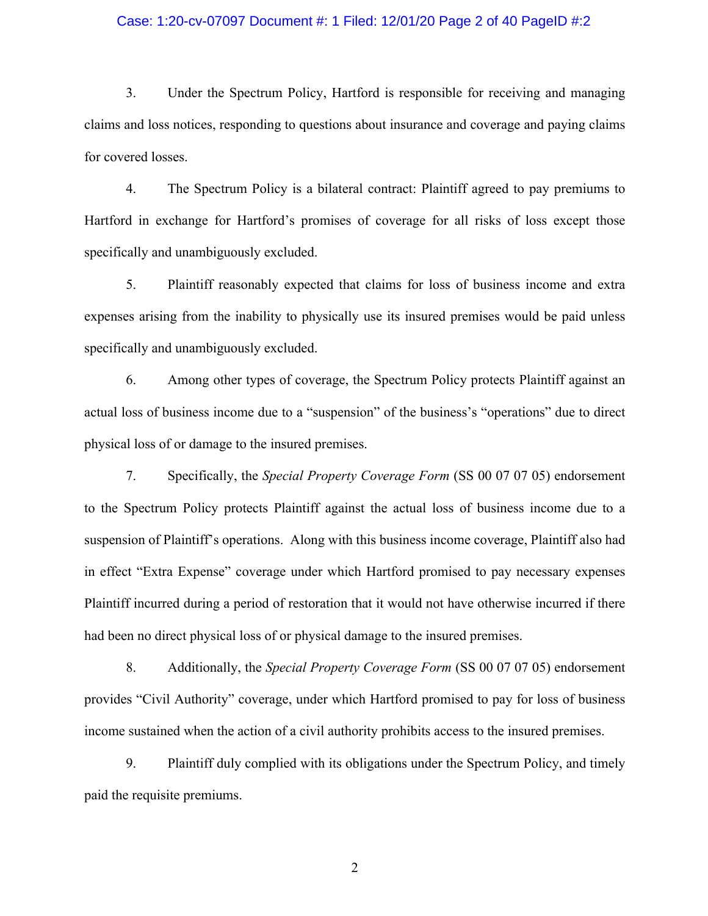3. Under the Spectrum Policy, Hartford is responsible for receiving and managing claims and loss notices, responding to questions about insurance and coverage and paying claims for covered losses.

4. The Spectrum Policy is a bilateral contract: Plaintiff agreed to pay premiums to Hartford in exchange for Hartford's promises of coverage for all risks of loss except those specifically and unambiguously excluded.

5. Plaintiff reasonably expected that claims for loss of business income and extra expenses arising from the inability to physically use its insured premises would be paid unless specifically and unambiguously excluded.

6. Among other types of coverage, the Spectrum Policy protects Plaintiff against an actual loss of business income due to a "suspension" of the business's "operations" due to direct physical loss of or damage to the insured premises.

7. Specifically, the *Special Property Coverage Form* (SS 00 07 07 05) endorsement to the Spectrum Policy protects Plaintiff against the actual loss of business income due to a suspension of Plaintiff's operations. Along with this business income coverage, Plaintiff also had in effect "Extra Expense" coverage under which Hartford promised to pay necessary expenses Plaintiff incurred during a period of restoration that it would not have otherwise incurred if there had been no direct physical loss of or physical damage to the insured premises.

8. Additionally, the *Special Property Coverage Form* (SS 00 07 07 05) endorsement provides "Civil Authority" coverage, under which Hartford promised to pay for loss of business income sustained when the action of a civil authority prohibits access to the insured premises.

9. Plaintiff duly complied with its obligations under the Spectrum Policy, and timely paid the requisite premiums.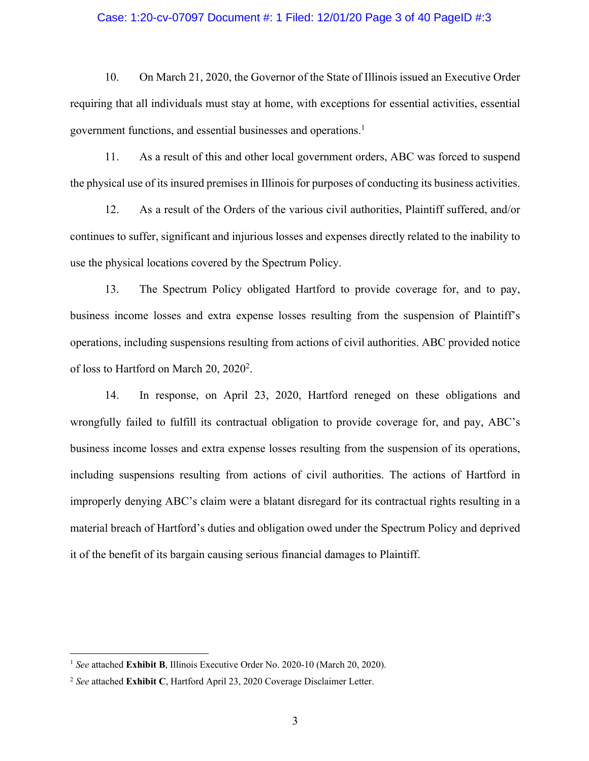10. On March 21, 2020, the Governor of the State of Illinois issued an Executive Order requiring that all individuals must stay at home, with exceptions for essential activities, essential government functions, and essential businesses and operations.[1]

11. As a result of this and other local government orders, ABC was forced to suspend the physical use of its insured premises in Illinois for purposes of conducting its business activities.

12. As a result of the Orders of the various civil authorities, Plaintiff suffered, and/or continues to suffer, significant and injurious losses and expenses directly related to the inability to use the physical locations covered by the Spectrum Policy.

13. The Spectrum Policy obligated Hartford to provide coverage for, and to pay, business income losses and extra expense losses resulting from the suspension of Plaintiff's operations, including suspensions resulting from actions of civil authorities. ABC provided notice of loss to Hartford on March 20, 2020[2].

14. In response, on April 23, 2020, Hartford reneged on these obligations and wrongfully failed to fulfill its contractual obligation to provide coverage for, and pay, ABC's business income losses and extra expense losses resulting from the suspension of its operations, including suspensions resulting from actions of civil authorities. The actions of Hartford in improperly denying ABC's claim were a blatant disregard for its contractual rights resulting in a material breach of Hartford's duties and obligation owed under the Spectrum Policy and deprived it of the benefit of its bargain causing serious financial damages to Plaintiff.

---

[1] *See* attached **Exhibit B**, Illinois Executive Order No. 2020-10 (March 20, 2020).

[2] *See* attached **Exhibit C**, Hartford April 23, 2020 Coverage Disclaimer Letter.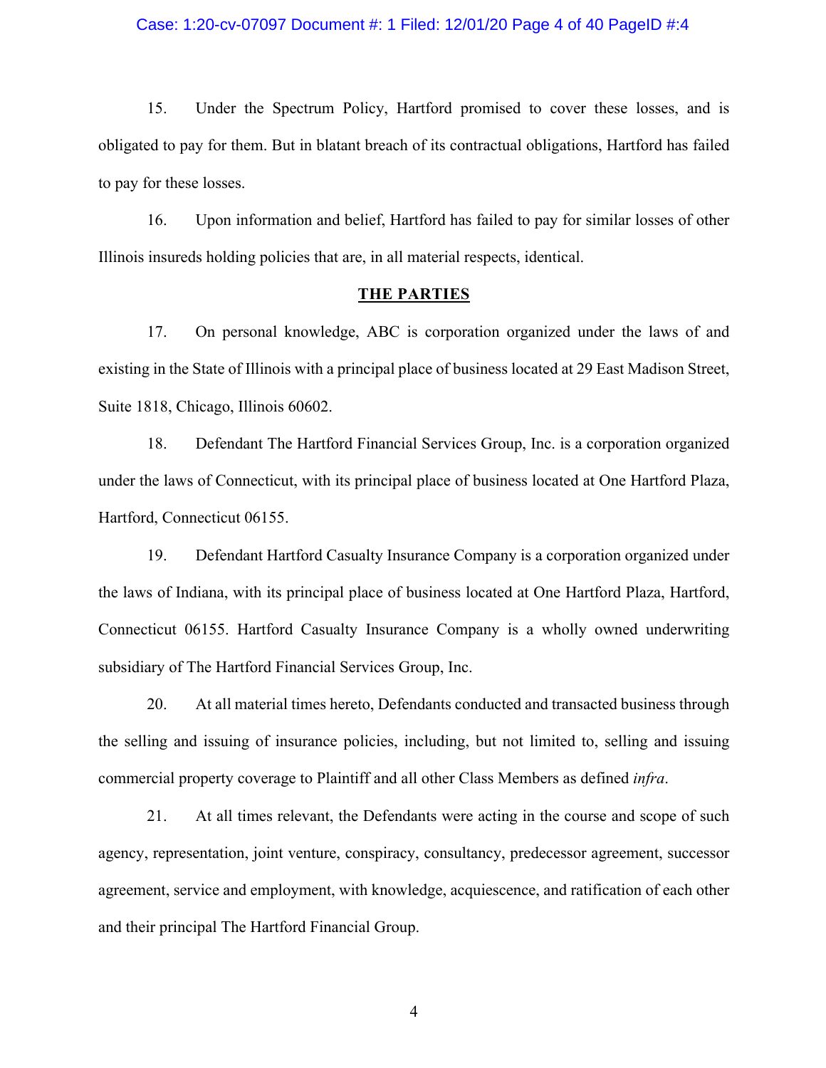15. Under the Spectrum Policy, Hartford promised to cover these losses, and is obligated to pay for them. But in blatant breach of its contractual obligations, Hartford has failed to pay for these losses.

16. Upon information and belief, Hartford has failed to pay for similar losses of other Illinois insureds holding policies that are, in all material respects, identical.

**THE PARTIES**

17. On personal knowledge, ABC is corporation organized under the laws of and existing in the State of Illinois with a principal place of business located at 29 East Madison Street, Suite 1818, Chicago, Illinois 60602.

18. Defendant The Hartford Financial Services Group, Inc. is a corporation organized under the laws of Connecticut, with its principal place of business located at One Hartford Plaza, Hartford, Connecticut 06155.

19. Defendant Hartford Casualty Insurance Company is a corporation organized under the laws of Indiana, with its principal place of business located at One Hartford Plaza, Hartford, Connecticut 06155. Hartford Casualty Insurance Company is a wholly owned underwriting subsidiary of The Hartford Financial Services Group, Inc.

20. At all material times hereto, Defendants conducted and transacted business through the selling and issuing of insurance policies, including, but not limited to, selling and issuing commercial property coverage to Plaintiff and all other Class Members as defined *infra*.

21. At all times relevant, the Defendants were acting in the course and scope of such agency, representation, joint venture, conspiracy, consultancy, predecessor agreement, successor agreement, service and employment, with knowledge, acquiescence, and ratification of each other and their principal The Hartford Financial Group.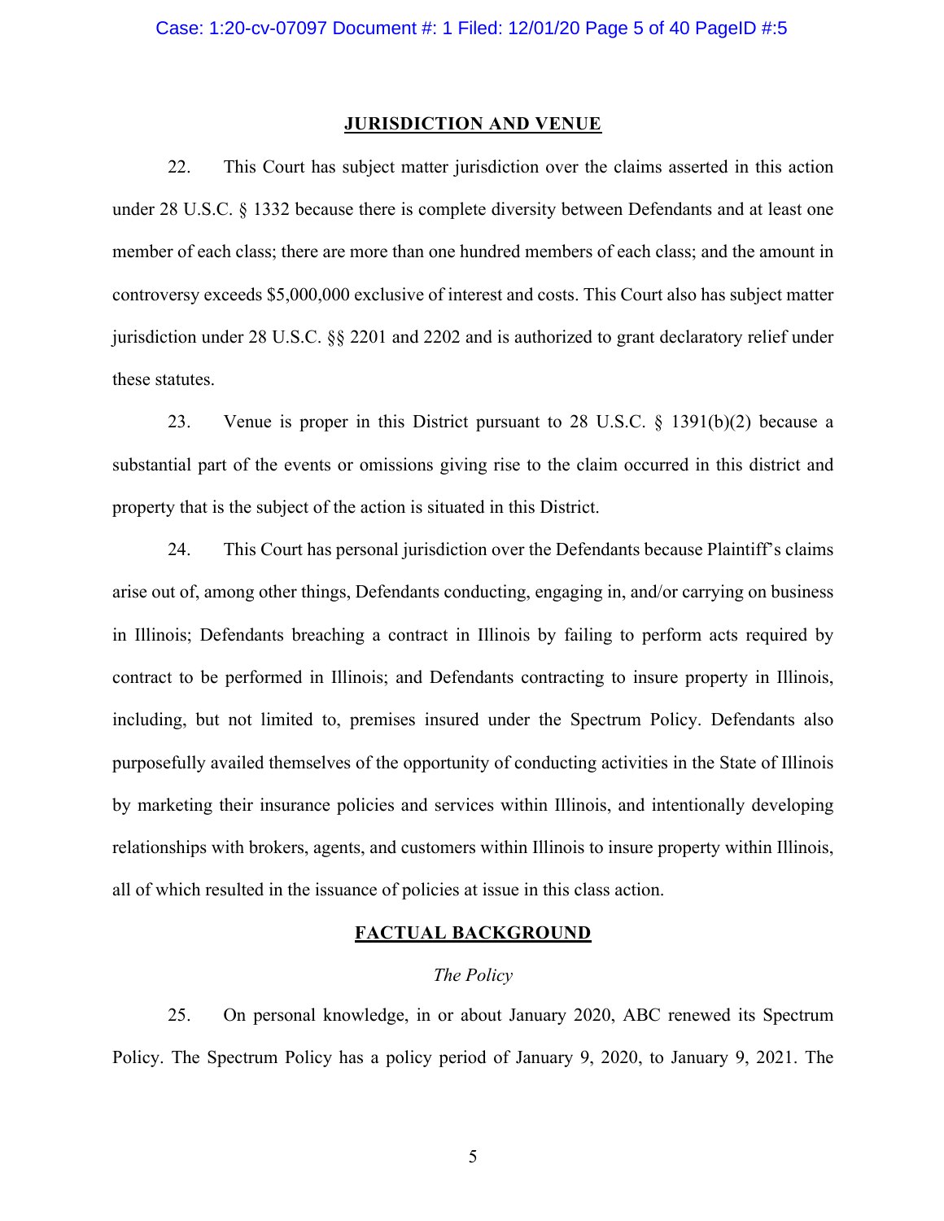## JURISDICTION AND VENUE

22. This Court has subject matter jurisdiction over the claims asserted in this action under 28 U.S.C. § 1332 because there is complete diversity between Defendants and at least one member of each class; there are more than one hundred members of each class; and the amount in controversy exceeds $5,000,000 exclusive of interest and costs. This Court also has subject matter jurisdiction under 28 U.S.C. §§ 2201 and 2202 and is authorized to grant declaratory relief under these statutes.

23. Venue is proper in this District pursuant to 28 U.S.C. § 1391(b)(2) because a substantial part of the events or omissions giving rise to the claim occurred in this district and property that is the subject of the action is situated in this District.

24. This Court has personal jurisdiction over the Defendants because Plaintiff's claims arise out of, among other things, Defendants conducting, engaging in, and/or carrying on business in Illinois; Defendants breaching a contract in Illinois by failing to perform acts required by contract to be performed in Illinois; and Defendants contracting to insure property in Illinois, including, but not limited to, premises insured under the Spectrum Policy. Defendants also purposefully availed themselves of the opportunity of conducting activities in the State of Illinois by marketing their insurance policies and services within Illinois, and intentionally developing relationships with brokers, agents, and customers within Illinois to insure property within Illinois, all of which resulted in the issuance of policies at issue in this class action.

## FACTUAL BACKGROUND

### *The Policy*

25. On personal knowledge, in or about January 2020, ABC renewed its Spectrum Policy. The Spectrum Policy has a policy period of January 9, 2020, to January 9, 2021. The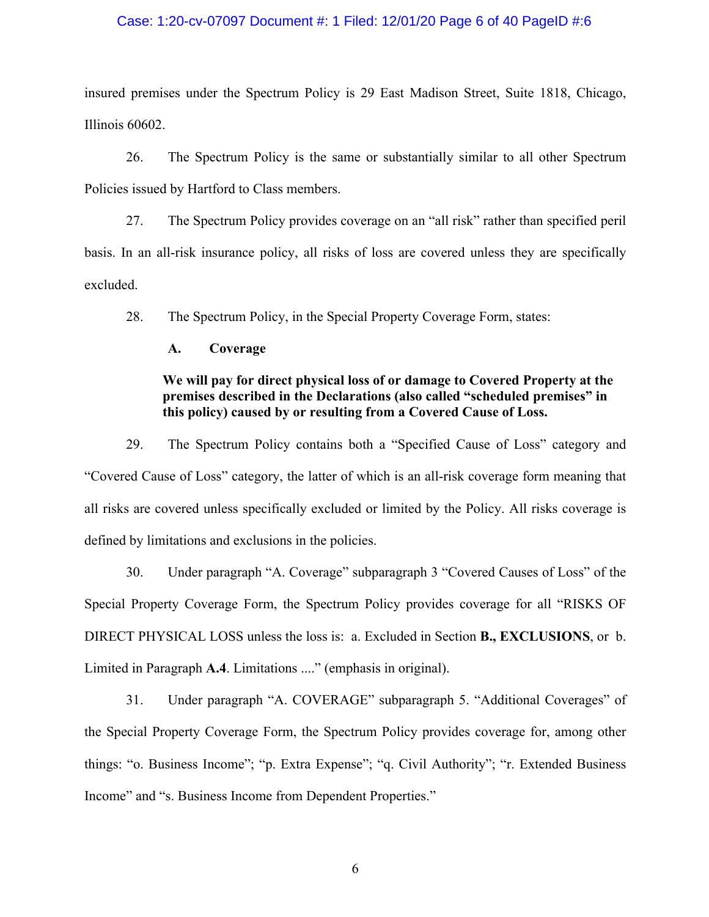insured premises under the Spectrum Policy is 29 East Madison Street, Suite 1818, Chicago, Illinois 60602.

26. The Spectrum Policy is the same or substantially similar to all other Spectrum Policies issued by Hartford to Class members.

27. The Spectrum Policy provides coverage on an "all risk" rather than specified peril basis. In an all-risk insurance policy, all risks of loss are covered unless they are specifically excluded.

28. The Spectrum Policy, in the Special Property Coverage Form, states:

> **A. Coverage**
>
> **We will pay for direct physical loss of or damage to Covered Property at the premises described in the Declarations (also called "scheduled premises" in this policy) caused by or resulting from a Covered Cause of Loss.**

29. The Spectrum Policy contains both a "Specified Cause of Loss" category and "Covered Cause of Loss" category, the latter of which is an all-risk coverage form meaning that all risks are covered unless specifically excluded or limited by the Policy. All risks coverage is defined by limitations and exclusions in the policies.

30. Under paragraph "A. Coverage" subparagraph 3 "Covered Causes of Loss" of the Special Property Coverage Form, the Spectrum Policy provides coverage for all "RISKS OF DIRECT PHYSICAL LOSS unless the loss is: a. Excluded in Section **B., EXCLUSIONS**, or b. Limited in Paragraph **A.4**. Limitations ...." (emphasis in original).

31. Under paragraph "A. COVERAGE" subparagraph 5. "Additional Coverages" of the Special Property Coverage Form, the Spectrum Policy provides coverage for, among other things: "o. Business Income"; "p. Extra Expense"; "q. Civil Authority"; "r. Extended Business Income" and "s. Business Income from Dependent Properties."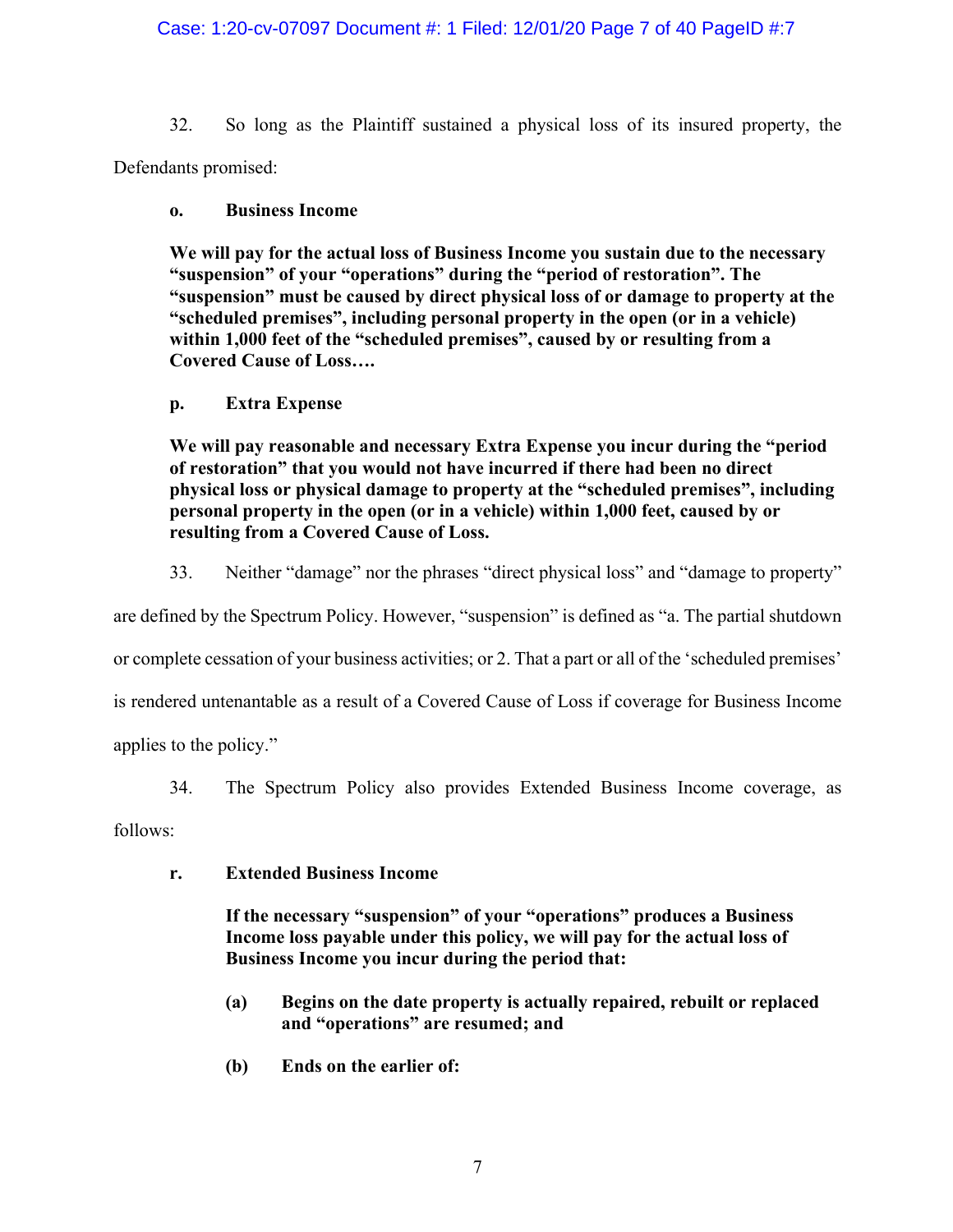32. So long as the Plaintiff sustained a physical loss of its insured property, the Defendants promised:

> **o. Business Income**
>
> **We will pay for the actual loss of Business Income you sustain due to the necessary "suspension" of your "operations" during the "period of restoration". The "suspension" must be caused by direct physical loss of or damage to property at the "scheduled premises", including personal property in the open (or in a vehicle) within 1,000 feet of the "scheduled premises", caused by or resulting from a Covered Cause of Loss….**
>
> **p. Extra Expense**
>
> **We will pay reasonable and necessary Extra Expense you incur during the "period of restoration" that you would not have incurred if there had been no direct physical loss or physical damage to property at the "scheduled premises", including personal property in the open (or in a vehicle) within 1,000 feet, caused by or resulting from a Covered Cause of Loss.**

33. Neither "damage" nor the phrases "direct physical loss" and "damage to property" are defined by the Spectrum Policy. However, "suspension" is defined as "a. The partial shutdown or complete cessation of your business activities; or 2. That a part or all of the 'scheduled premises' is rendered untenantable as a result of a Covered Cause of Loss if coverage for Business Income applies to the policy."

34. The Spectrum Policy also provides Extended Business Income coverage, as follows:

> **r. Extended Business Income**
>
> **If the necessary "suspension" of your "operations" produces a Business Income loss payable under this policy, we will pay for the actual loss of Business Income you incur during the period that:**
>
> **(a) Begins on the date property is actually repaired, rebuilt or replaced and "operations" are resumed; and**
>
> **(b) Ends on the earlier of:**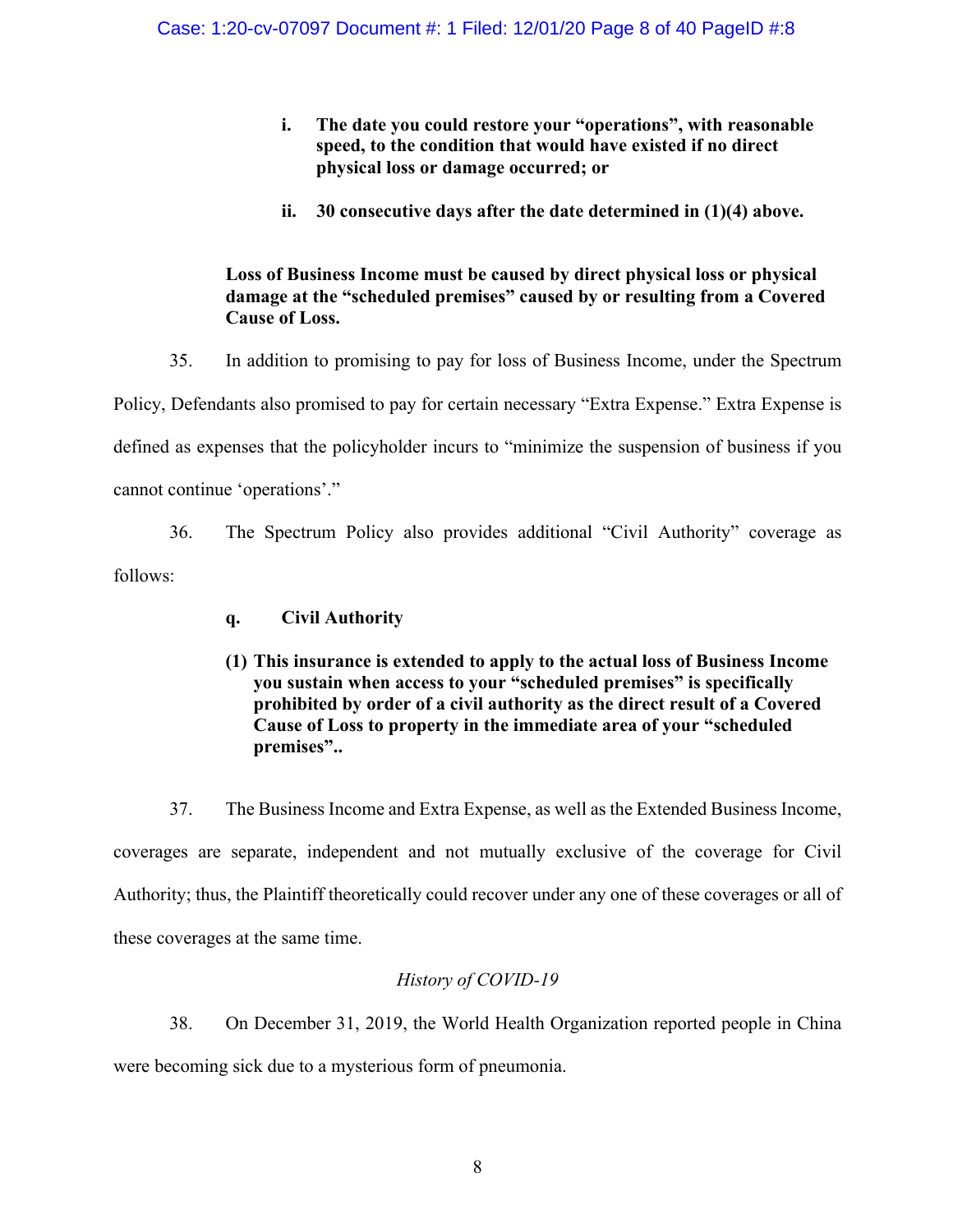> **i. The date you could restore your "operations", with reasonable speed, to the condition that would have existed if no direct physical loss or damage occurred; or**
>
> **ii. 30 consecutive days after the date determined in (1)(4) above.**
>
> **Loss of Business Income must be caused by direct physical loss or physical damage at the "scheduled premises" caused by or resulting from a Covered Cause of Loss.**

35. In addition to promising to pay for loss of Business Income, under the Spectrum Policy, Defendants also promised to pay for certain necessary "Extra Expense." Extra Expense is defined as expenses that the policyholder incurs to "minimize the suspension of business if you cannot continue 'operations'."

36. The Spectrum Policy also provides additional "Civil Authority" coverage as follows:

> **q. Civil Authority**
>
> **(1) This insurance is extended to apply to the actual loss of Business Income you sustain when access to your "scheduled premises" is specifically prohibited by order of a civil authority as the direct result of a Covered Cause of Loss to property in the immediate area of your "scheduled premises"..**

37. The Business Income and Extra Expense, as well as the Extended Business Income, coverages are separate, independent and not mutually exclusive of the coverage for Civil Authority; thus, the Plaintiff theoretically could recover under any one of these coverages or all of these coverages at the same time.

*History of COVID-19*

38. On December 31, 2019, the World Health Organization reported people in China were becoming sick due to a mysterious form of pneumonia.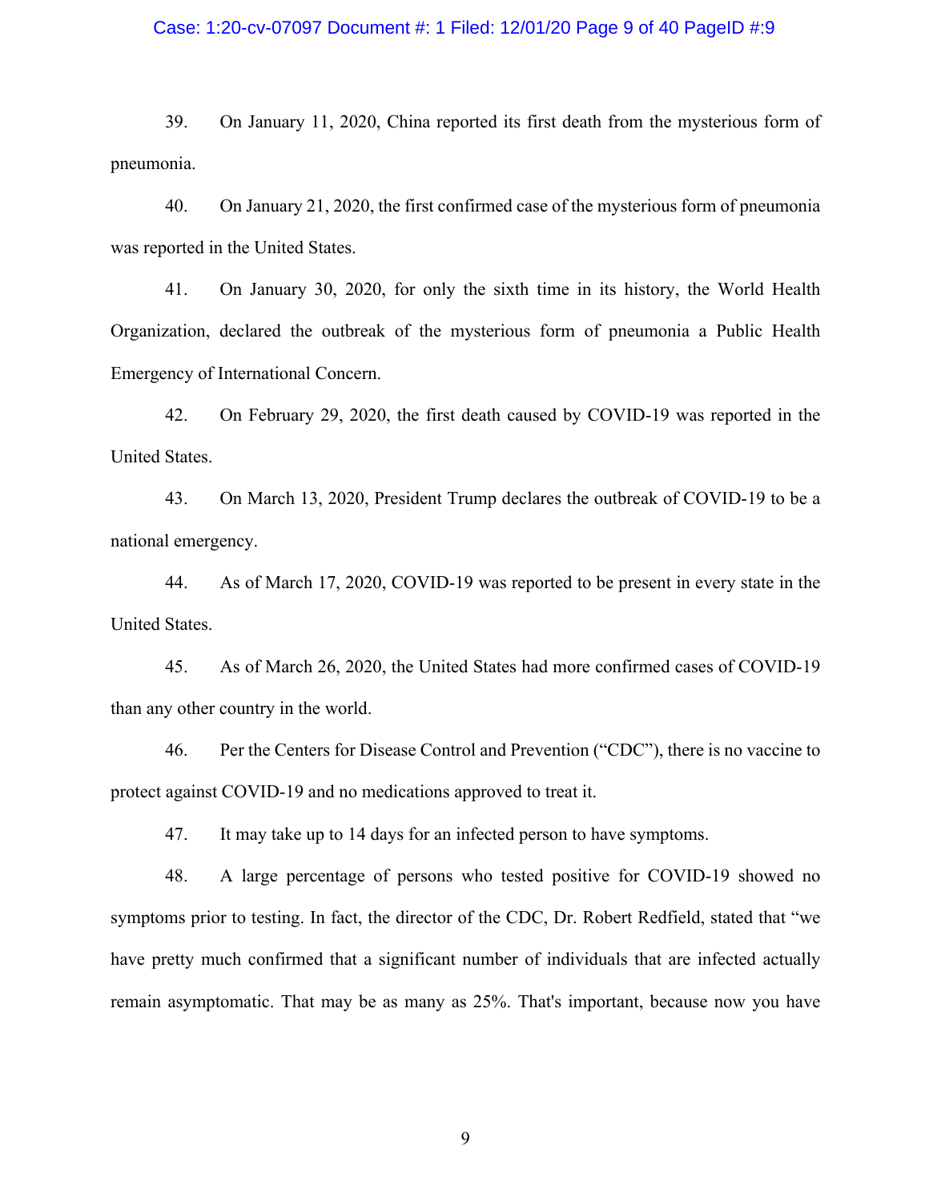39. On January 11, 2020, China reported its first death from the mysterious form of pneumonia.

40. On January 21, 2020, the first confirmed case of the mysterious form of pneumonia was reported in the United States.

41. On January 30, 2020, for only the sixth time in its history, the World Health Organization, declared the outbreak of the mysterious form of pneumonia a Public Health Emergency of International Concern.

42. On February 29, 2020, the first death caused by COVID-19 was reported in the United States.

43. On March 13, 2020, President Trump declares the outbreak of COVID-19 to be a national emergency.

44. As of March 17, 2020, COVID-19 was reported to be present in every state in the United States.

45. As of March 26, 2020, the United States had more confirmed cases of COVID-19 than any other country in the world.

46. Per the Centers for Disease Control and Prevention ("CDC"), there is no vaccine to protect against COVID-19 and no medications approved to treat it.

47. It may take up to 14 days for an infected person to have symptoms.

48. A large percentage of persons who tested positive for COVID-19 showed no symptoms prior to testing. In fact, the director of the CDC, Dr. Robert Redfield, stated that "we have pretty much confirmed that a significant number of individuals that are infected actually remain asymptomatic. That may be as many as 25%. That's important, because now you have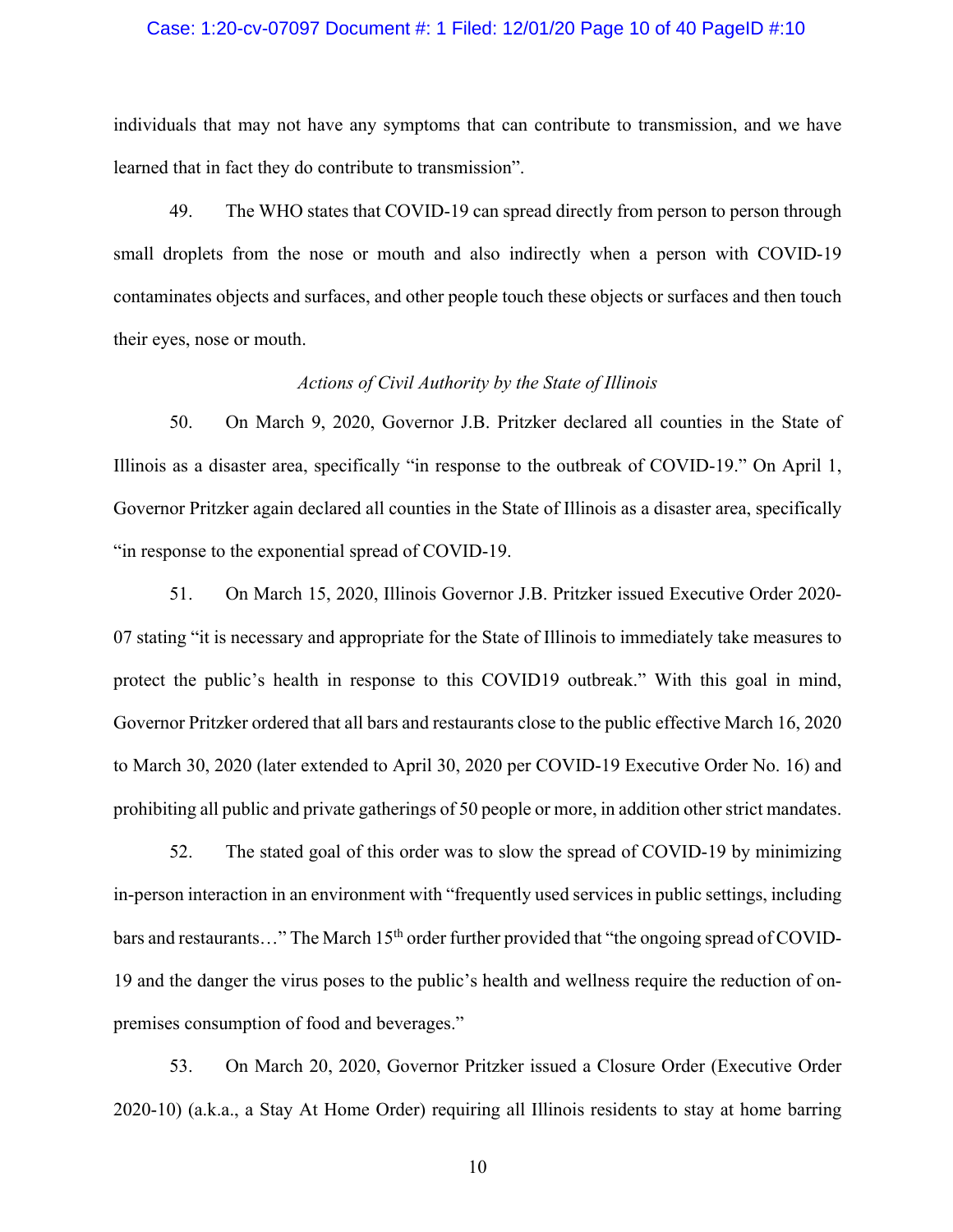individuals that may not have any symptoms that can contribute to transmission, and we have learned that in fact they do contribute to transmission".

49. The WHO states that COVID-19 can spread directly from person to person through small droplets from the nose or mouth and also indirectly when a person with COVID-19 contaminates objects and surfaces, and other people touch these objects or surfaces and then touch their eyes, nose or mouth.

*Actions of Civil Authority by the State of Illinois*

50. On March 9, 2020, Governor J.B. Pritzker declared all counties in the State of Illinois as a disaster area, specifically "in response to the outbreak of COVID-19." On April 1, Governor Pritzker again declared all counties in the State of Illinois as a disaster area, specifically "in response to the exponential spread of COVID-19.

51. On March 15, 2020, Illinois Governor J.B. Pritzker issued Executive Order 2020-07 stating "it is necessary and appropriate for the State of Illinois to immediately take measures to protect the public's health in response to this COVID19 outbreak." With this goal in mind, Governor Pritzker ordered that all bars and restaurants close to the public effective March 16, 2020 to March 30, 2020 (later extended to April 30, 2020 per COVID-19 Executive Order No. 16) and prohibiting all public and private gatherings of 50 people or more, in addition other strict mandates.

52. The stated goal of this order was to slow the spread of COVID-19 by minimizing in-person interaction in an environment with "frequently used services in public settings, including bars and restaurants…" The March 15th order further provided that "the ongoing spread of COVID-19 and the danger the virus poses to the public's health and wellness require the reduction of on-premises consumption of food and beverages."

53. On March 20, 2020, Governor Pritzker issued a Closure Order (Executive Order 2020-10) (a.k.a., a Stay At Home Order) requiring all Illinois residents to stay at home barring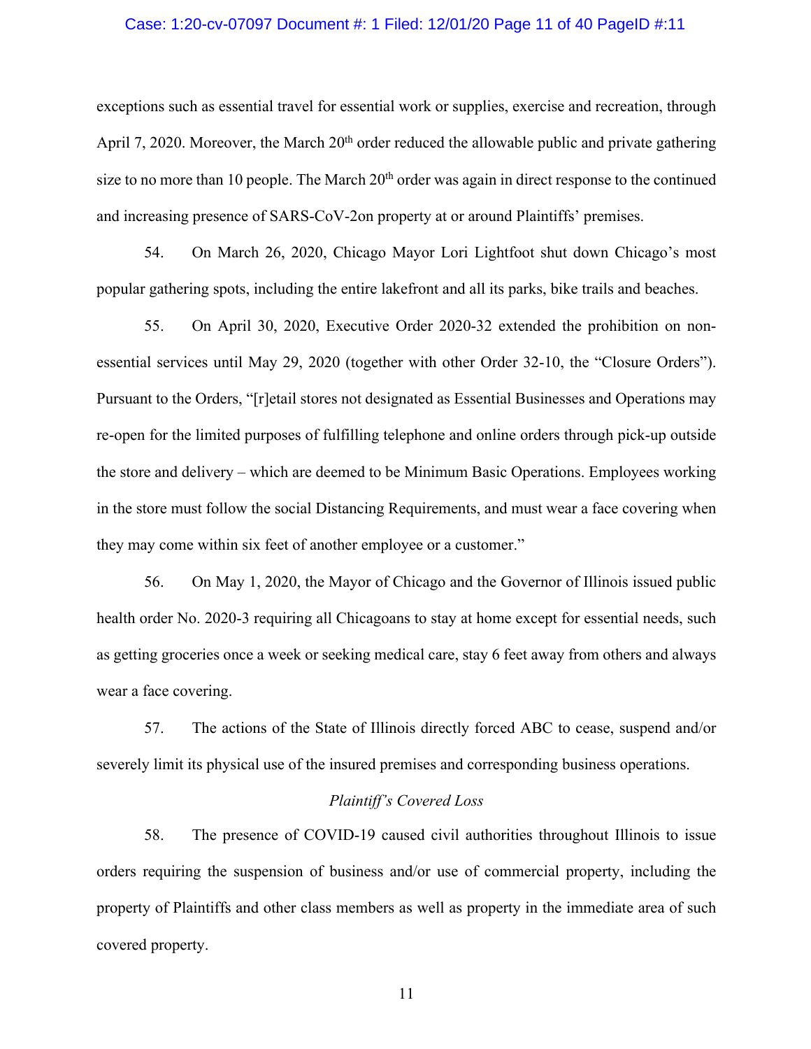exceptions such as essential travel for essential work or supplies, exercise and recreation, through April 7, 2020. Moreover, the March 20th order reduced the allowable public and private gathering size to no more than 10 people. The March 20th order was again in direct response to the continued and increasing presence of SARS-CoV-2on property at or around Plaintiffs' premises.

54. On March 26, 2020, Chicago Mayor Lori Lightfoot shut down Chicago's most popular gathering spots, including the entire lakefront and all its parks, bike trails and beaches.

55. On April 30, 2020, Executive Order 2020-32 extended the prohibition on non-essential services until May 29, 2020 (together with other Order 32-10, the "Closure Orders"). Pursuant to the Orders, "[r]etail stores not designated as Essential Businesses and Operations may re-open for the limited purposes of fulfilling telephone and online orders through pick-up outside the store and delivery – which are deemed to be Minimum Basic Operations. Employees working in the store must follow the social Distancing Requirements, and must wear a face covering when they may come within six feet of another employee or a customer."

56. On May 1, 2020, the Mayor of Chicago and the Governor of Illinois issued public health order No. 2020-3 requiring all Chicagoans to stay at home except for essential needs, such as getting groceries once a week or seeking medical care, stay 6 feet away from others and always wear a face covering.

57. The actions of the State of Illinois directly forced ABC to cease, suspend and/or severely limit its physical use of the insured premises and corresponding business operations.

*Plaintiff's Covered Loss*

58. The presence of COVID-19 caused civil authorities throughout Illinois to issue orders requiring the suspension of business and/or use of commercial property, including the property of Plaintiffs and other class members as well as property in the immediate area of such covered property.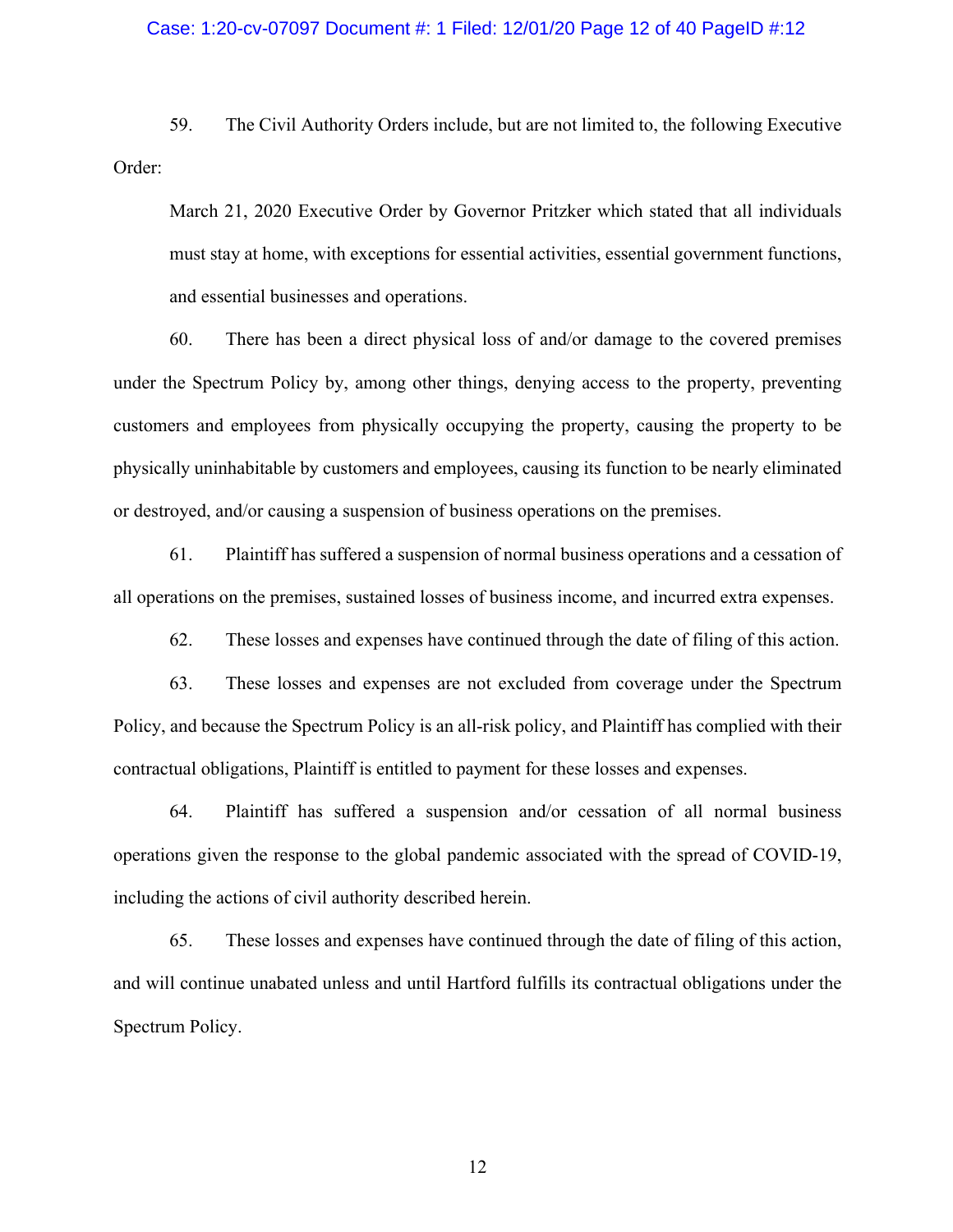59. The Civil Authority Orders include, but are not limited to, the following Executive Order:

> March 21, 2020 Executive Order by Governor Pritzker which stated that all individuals must stay at home, with exceptions for essential activities, essential government functions, and essential businesses and operations.

60. There has been a direct physical loss of and/or damage to the covered premises under the Spectrum Policy by, among other things, denying access to the property, preventing customers and employees from physically occupying the property, causing the property to be physically uninhabitable by customers and employees, causing its function to be nearly eliminated or destroyed, and/or causing a suspension of business operations on the premises.

61. Plaintiff has suffered a suspension of normal business operations and a cessation of all operations on the premises, sustained losses of business income, and incurred extra expenses.

62. These losses and expenses have continued through the date of filing of this action.

63. These losses and expenses are not excluded from coverage under the Spectrum Policy, and because the Spectrum Policy is an all-risk policy, and Plaintiff has complied with their contractual obligations, Plaintiff is entitled to payment for these losses and expenses.

64. Plaintiff has suffered a suspension and/or cessation of all normal business operations given the response to the global pandemic associated with the spread of COVID-19, including the actions of civil authority described herein.

65. These losses and expenses have continued through the date of filing of this action, and will continue unabated unless and until Hartford fulfills its contractual obligations under the Spectrum Policy.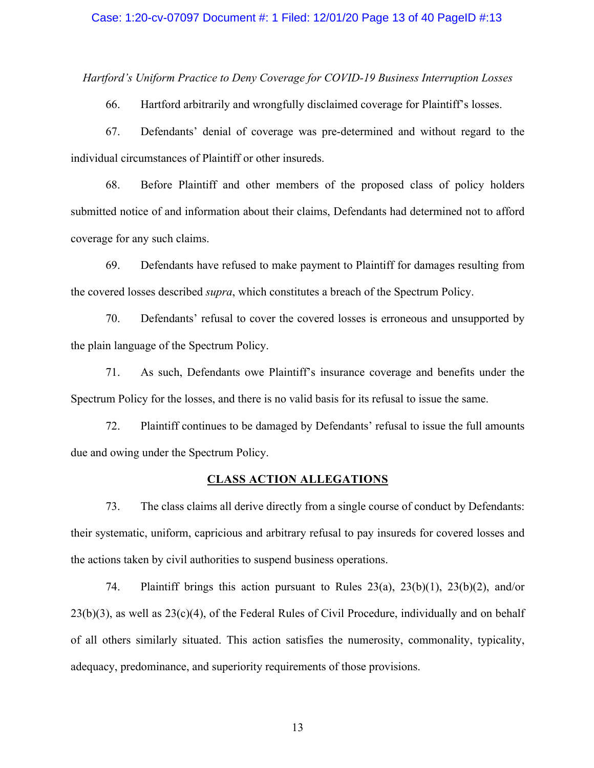*Hartford's Uniform Practice to Deny Coverage for COVID-19 Business Interruption Losses*

66. Hartford arbitrarily and wrongfully disclaimed coverage for Plaintiff's losses.

67. Defendants' denial of coverage was pre-determined and without regard to the individual circumstances of Plaintiff or other insureds.

68. Before Plaintiff and other members of the proposed class of policy holders submitted notice of and information about their claims, Defendants had determined not to afford coverage for any such claims.

69. Defendants have refused to make payment to Plaintiff for damages resulting from the covered losses described *supra*, which constitutes a breach of the Spectrum Policy.

70. Defendants' refusal to cover the covered losses is erroneous and unsupported by the plain language of the Spectrum Policy.

71. As such, Defendants owe Plaintiff's insurance coverage and benefits under the Spectrum Policy for the losses, and there is no valid basis for its refusal to issue the same.

72. Plaintiff continues to be damaged by Defendants' refusal to issue the full amounts due and owing under the Spectrum Policy.

## CLASS ACTION ALLEGATIONS

73. The class claims all derive directly from a single course of conduct by Defendants: their systematic, uniform, capricious and arbitrary refusal to pay insureds for covered losses and the actions taken by civil authorities to suspend business operations.

74. Plaintiff brings this action pursuant to Rules 23(a), 23(b)(1), 23(b)(2), and/or 23(b)(3), as well as 23(c)(4), of the Federal Rules of Civil Procedure, individually and on behalf of all others similarly situated. This action satisfies the numerosity, commonality, typicality, adequacy, predominance, and superiority requirements of those provisions.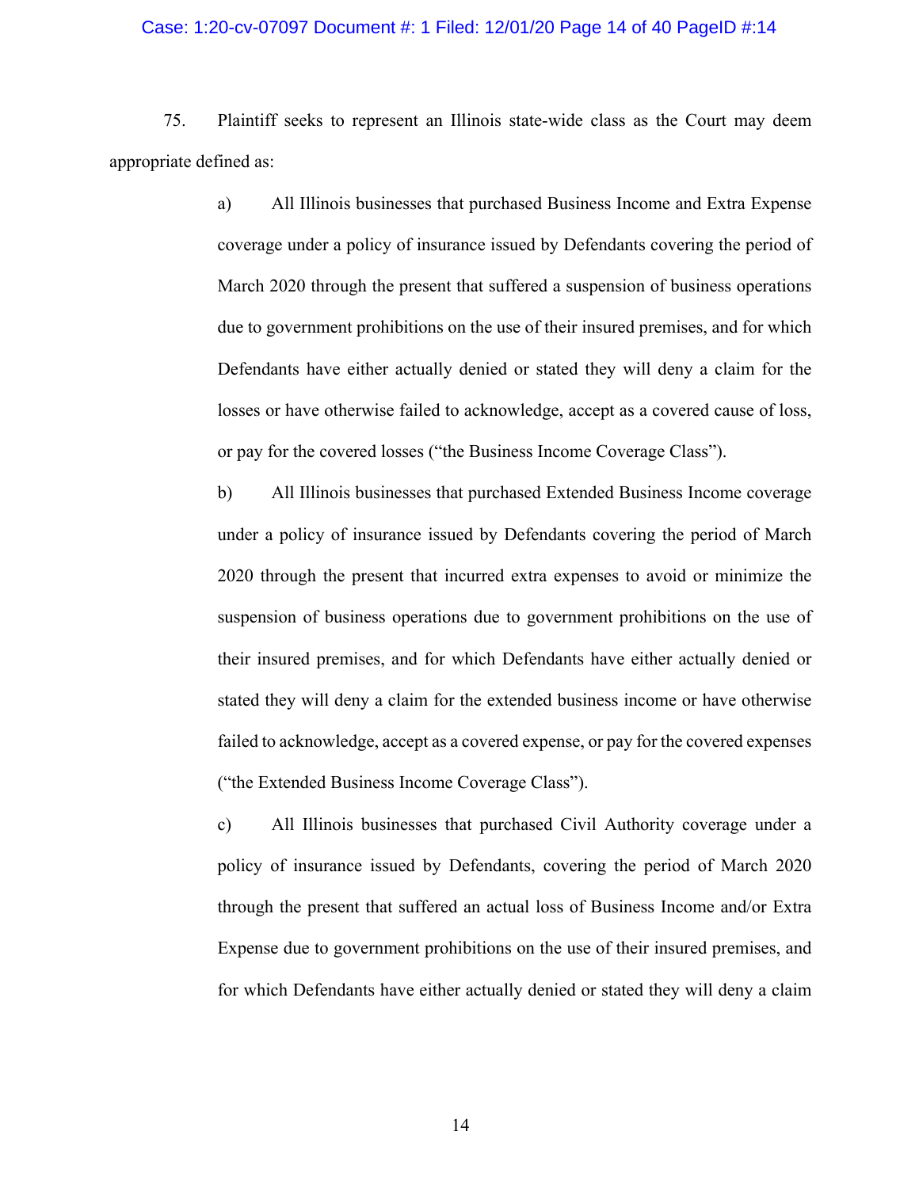75. Plaintiff seeks to represent an Illinois state-wide class as the Court may deem appropriate defined as:

> a) All Illinois businesses that purchased Business Income and Extra Expense coverage under a policy of insurance issued by Defendants covering the period of March 2020 through the present that suffered a suspension of business operations due to government prohibitions on the use of their insured premises, and for which Defendants have either actually denied or stated they will deny a claim for the losses or have otherwise failed to acknowledge, accept as a covered cause of loss, or pay for the covered losses ("the Business Income Coverage Class").
>
> b) All Illinois businesses that purchased Extended Business Income coverage under a policy of insurance issued by Defendants covering the period of March 2020 through the present that incurred extra expenses to avoid or minimize the suspension of business operations due to government prohibitions on the use of their insured premises, and for which Defendants have either actually denied or stated they will deny a claim for the extended business income or have otherwise failed to acknowledge, accept as a covered expense, or pay for the covered expenses ("the Extended Business Income Coverage Class").
>
> c) All Illinois businesses that purchased Civil Authority coverage under a policy of insurance issued by Defendants, covering the period of March 2020 through the present that suffered an actual loss of Business Income and/or Extra Expense due to government prohibitions on the use of their insured premises, and for which Defendants have either actually denied or stated they will deny a claim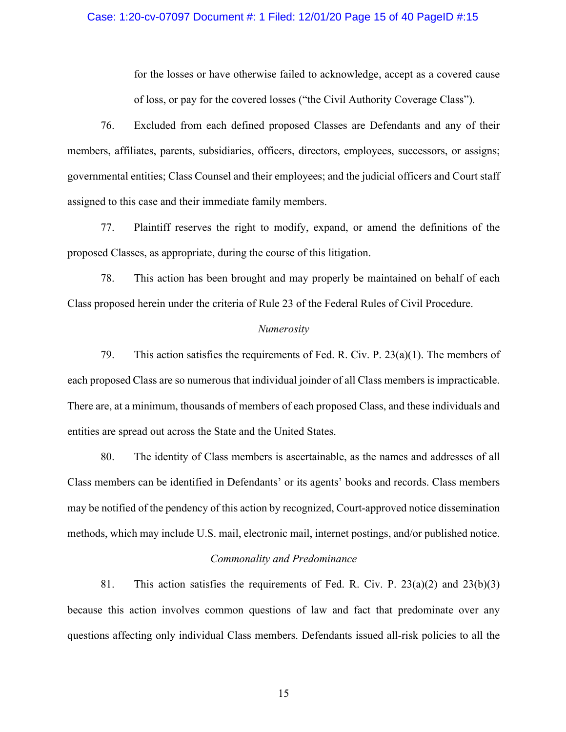for the losses or have otherwise failed to acknowledge, accept as a covered cause of loss, or pay for the covered losses ("the Civil Authority Coverage Class").

76. Excluded from each defined proposed Classes are Defendants and any of their members, affiliates, parents, subsidiaries, officers, directors, employees, successors, or assigns; governmental entities; Class Counsel and their employees; and the judicial officers and Court staff assigned to this case and their immediate family members.

77. Plaintiff reserves the right to modify, expand, or amend the definitions of the proposed Classes, as appropriate, during the course of this litigation.

78. This action has been brought and may properly be maintained on behalf of each Class proposed herein under the criteria of Rule 23 of the Federal Rules of Civil Procedure.

*Numerosity*

79. This action satisfies the requirements of Fed. R. Civ. P. 23(a)(1). The members of each proposed Class are so numerous that individual joinder of all Class members is impracticable. There are, at a minimum, thousands of members of each proposed Class, and these individuals and entities are spread out across the State and the United States.

80. The identity of Class members is ascertainable, as the names and addresses of all Class members can be identified in Defendants' or its agents' books and records. Class members may be notified of the pendency of this action by recognized, Court-approved notice dissemination methods, which may include U.S. mail, electronic mail, internet postings, and/or published notice.

*Commonality and Predominance*

81. This action satisfies the requirements of Fed. R. Civ. P. 23(a)(2) and 23(b)(3) because this action involves common questions of law and fact that predominate over any questions affecting only individual Class members. Defendants issued all-risk policies to all the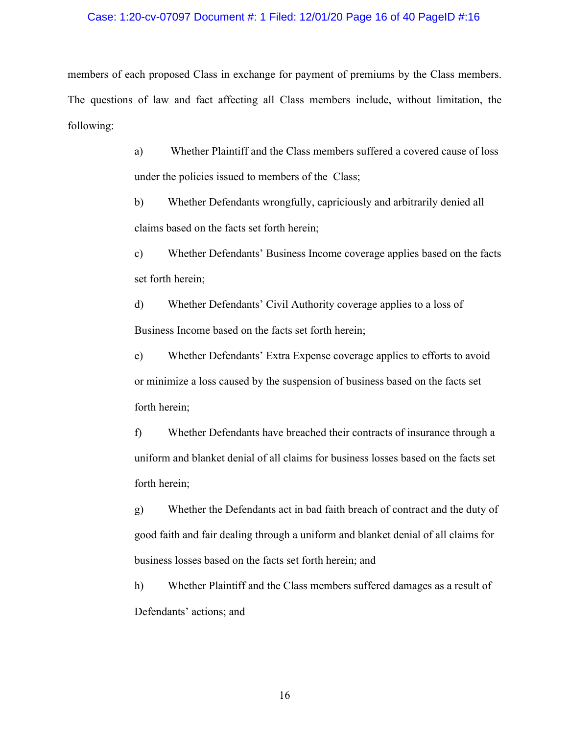members of each proposed Class in exchange for payment of premiums by the Class members. The questions of law and fact affecting all Class members include, without limitation, the following:

a) Whether Plaintiff and the Class members suffered a covered cause of loss under the policies issued to members of the Class;

b) Whether Defendants wrongfully, capriciously and arbitrarily denied all claims based on the facts set forth herein;

c) Whether Defendants' Business Income coverage applies based on the facts set forth herein;

d) Whether Defendants' Civil Authority coverage applies to a loss of Business Income based on the facts set forth herein;

e) Whether Defendants' Extra Expense coverage applies to efforts to avoid or minimize a loss caused by the suspension of business based on the facts set forth herein;

f) Whether Defendants have breached their contracts of insurance through a uniform and blanket denial of all claims for business losses based on the facts set forth herein;

g) Whether the Defendants act in bad faith breach of contract and the duty of good faith and fair dealing through a uniform and blanket denial of all claims for business losses based on the facts set forth herein; and

h) Whether Plaintiff and the Class members suffered damages as a result of Defendants' actions; and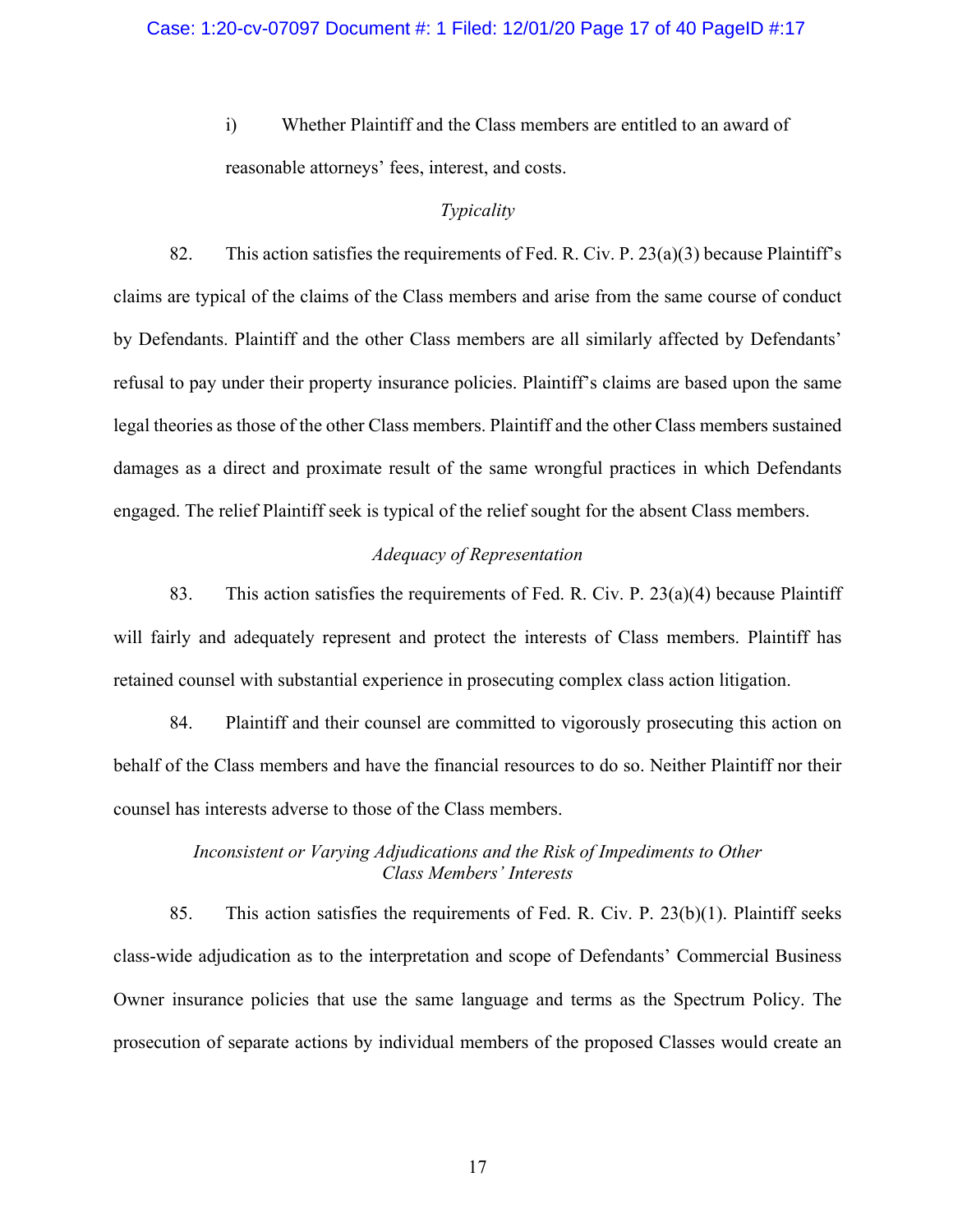i) Whether Plaintiff and the Class members are entitled to an award of reasonable attorneys' fees, interest, and costs.

*Typicality*

82. This action satisfies the requirements of Fed. R. Civ. P. 23(a)(3) because Plaintiff's claims are typical of the claims of the Class members and arise from the same course of conduct by Defendants. Plaintiff and the other Class members are all similarly affected by Defendants' refusal to pay under their property insurance policies. Plaintiff's claims are based upon the same legal theories as those of the other Class members. Plaintiff and the other Class members sustained damages as a direct and proximate result of the same wrongful practices in which Defendants engaged. The relief Plaintiff seek is typical of the relief sought for the absent Class members.

*Adequacy of Representation*

83. This action satisfies the requirements of Fed. R. Civ. P. 23(a)(4) because Plaintiff will fairly and adequately represent and protect the interests of Class members. Plaintiff has retained counsel with substantial experience in prosecuting complex class action litigation.

84. Plaintiff and their counsel are committed to vigorously prosecuting this action on behalf of the Class members and have the financial resources to do so. Neither Plaintiff nor their counsel has interests adverse to those of the Class members.

*Inconsistent or Varying Adjudications and the Risk of Impediments to Other Class Members' Interests*

85. This action satisfies the requirements of Fed. R. Civ. P. 23(b)(1). Plaintiff seeks class-wide adjudication as to the interpretation and scope of Defendants' Commercial Business Owner insurance policies that use the same language and terms as the Spectrum Policy. The prosecution of separate actions by individual members of the proposed Classes would create an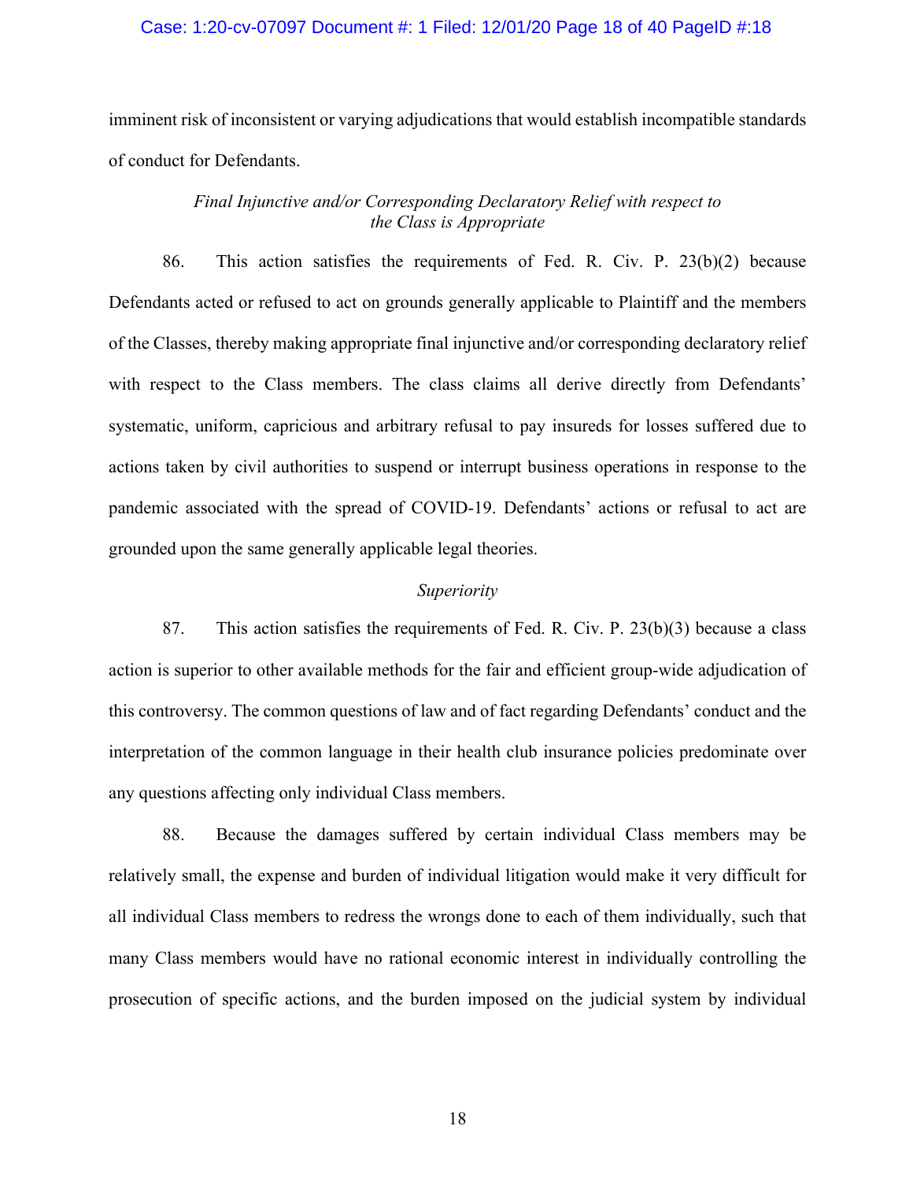imminent risk of inconsistent or varying adjudications that would establish incompatible standards of conduct for Defendants.

*Final Injunctive and/or Corresponding Declaratory Relief with respect to the Class is Appropriate*

86. This action satisfies the requirements of Fed. R. Civ. P. 23(b)(2) because Defendants acted or refused to act on grounds generally applicable to Plaintiff and the members of the Classes, thereby making appropriate final injunctive and/or corresponding declaratory relief with respect to the Class members. The class claims all derive directly from Defendants' systematic, uniform, capricious and arbitrary refusal to pay insureds for losses suffered due to actions taken by civil authorities to suspend or interrupt business operations in response to the pandemic associated with the spread of COVID-19. Defendants' actions or refusal to act are grounded upon the same generally applicable legal theories.

*Superiority*

87. This action satisfies the requirements of Fed. R. Civ. P. 23(b)(3) because a class action is superior to other available methods for the fair and efficient group-wide adjudication of this controversy. The common questions of law and of fact regarding Defendants' conduct and the interpretation of the common language in their health club insurance policies predominate over any questions affecting only individual Class members.

88. Because the damages suffered by certain individual Class members may be relatively small, the expense and burden of individual litigation would make it very difficult for all individual Class members to redress the wrongs done to each of them individually, such that many Class members would have no rational economic interest in individually controlling the prosecution of specific actions, and the burden imposed on the judicial system by individual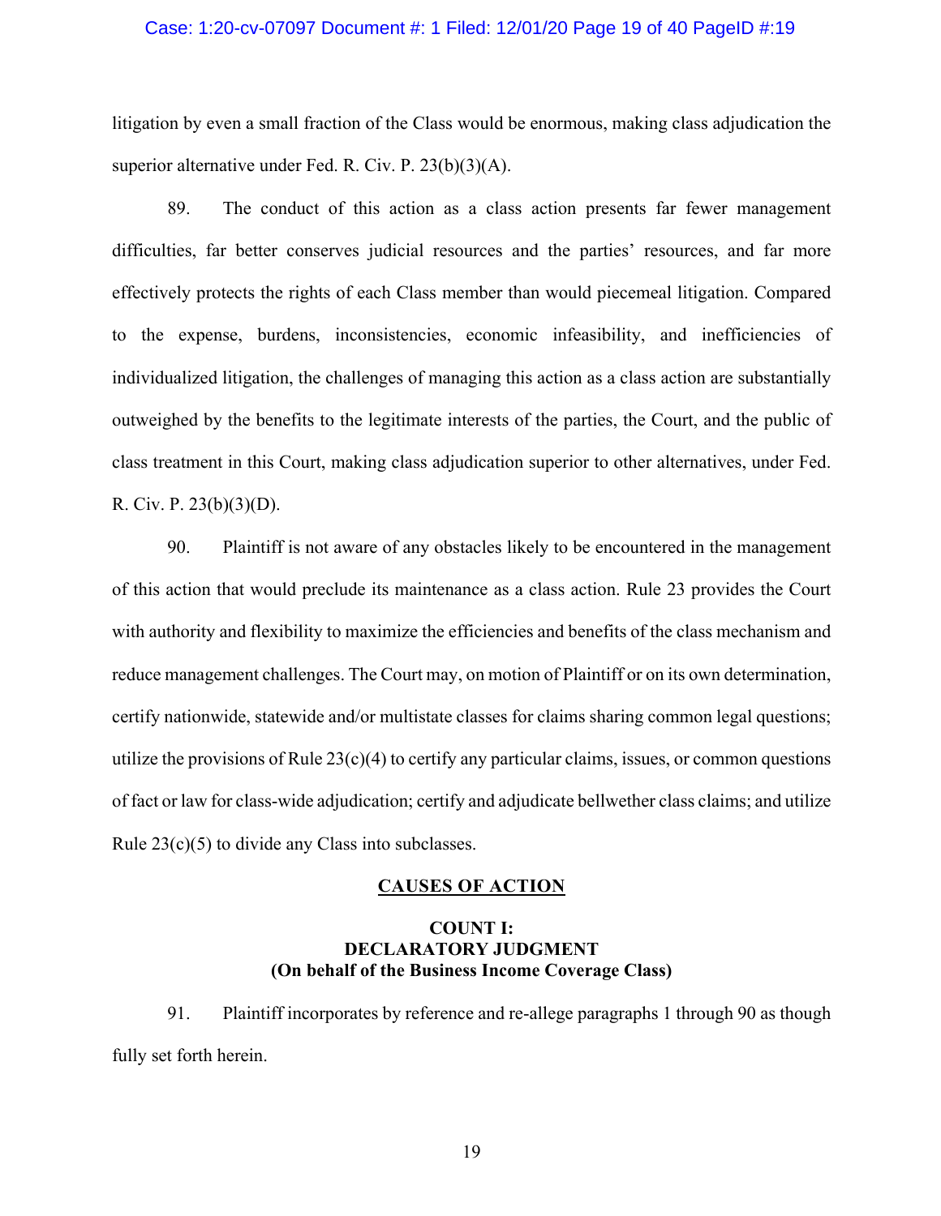litigation by even a small fraction of the Class would be enormous, making class adjudication the superior alternative under Fed. R. Civ. P. 23(b)(3)(A).

89. The conduct of this action as a class action presents far fewer management difficulties, far better conserves judicial resources and the parties' resources, and far more effectively protects the rights of each Class member than would piecemeal litigation. Compared to the expense, burdens, inconsistencies, economic infeasibility, and inefficiencies of individualized litigation, the challenges of managing this action as a class action are substantially outweighed by the benefits to the legitimate interests of the parties, the Court, and the public of class treatment in this Court, making class adjudication superior to other alternatives, under Fed. R. Civ. P. 23(b)(3)(D).

90. Plaintiff is not aware of any obstacles likely to be encountered in the management of this action that would preclude its maintenance as a class action. Rule 23 provides the Court with authority and flexibility to maximize the efficiencies and benefits of the class mechanism and reduce management challenges. The Court may, on motion of Plaintiff or on its own determination, certify nationwide, statewide and/or multistate classes for claims sharing common legal questions; utilize the provisions of Rule 23(c)(4) to certify any particular claims, issues, or common questions of fact or law for class-wide adjudication; certify and adjudicate bellwether class claims; and utilize Rule 23(c)(5) to divide any Class into subclasses.

## CAUSES OF ACTION

### COUNT I: DECLARATORY JUDGMENT (On behalf of the Business Income Coverage Class)

91. Plaintiff incorporates by reference and re-allege paragraphs 1 through 90 as though fully set forth herein.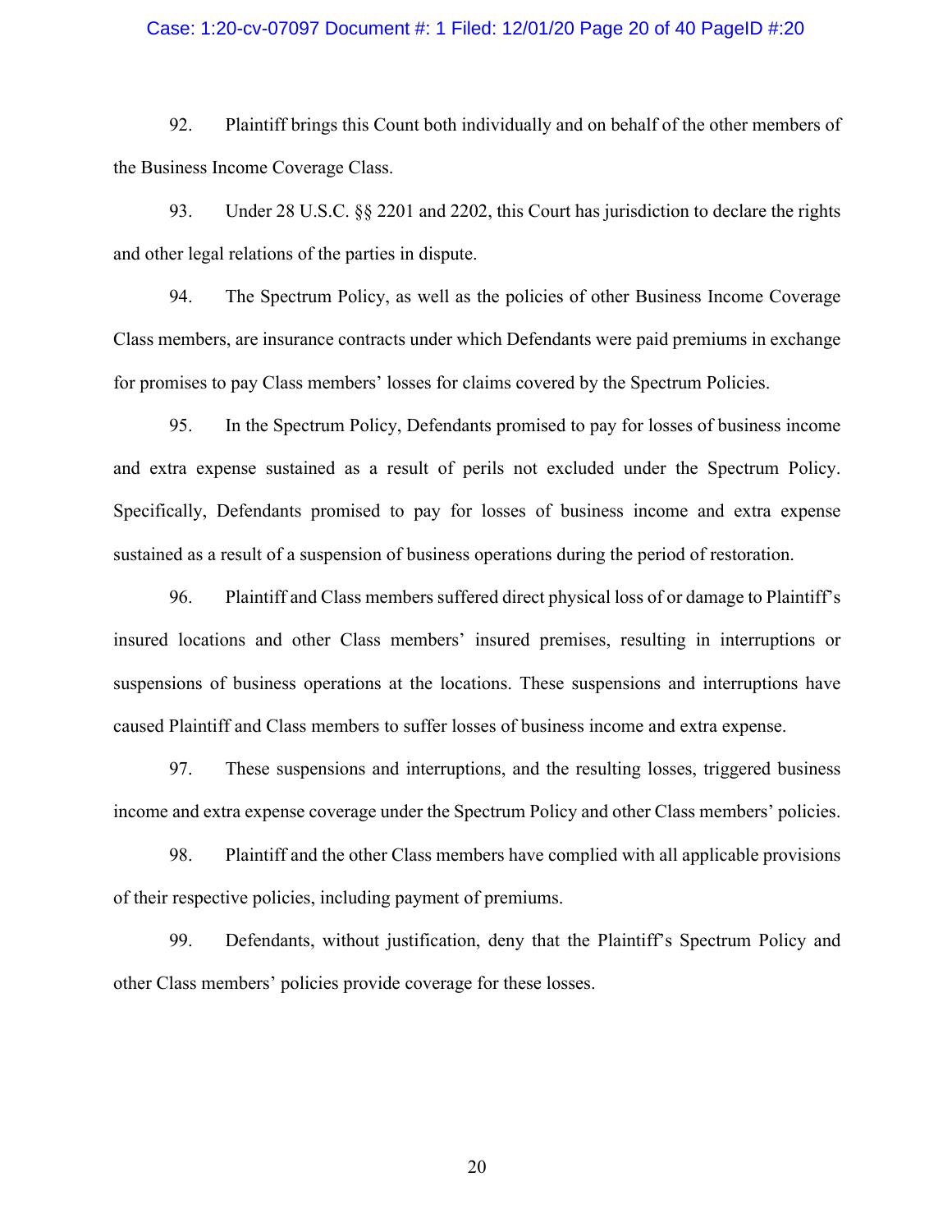92. Plaintiff brings this Count both individually and on behalf of the other members of the Business Income Coverage Class.

93. Under 28 U.S.C. §§ 2201 and 2202, this Court has jurisdiction to declare the rights and other legal relations of the parties in dispute.

94. The Spectrum Policy, as well as the policies of other Business Income Coverage Class members, are insurance contracts under which Defendants were paid premiums in exchange for promises to pay Class members' losses for claims covered by the Spectrum Policies.

95. In the Spectrum Policy, Defendants promised to pay for losses of business income and extra expense sustained as a result of perils not excluded under the Spectrum Policy. Specifically, Defendants promised to pay for losses of business income and extra expense sustained as a result of a suspension of business operations during the period of restoration.

96. Plaintiff and Class members suffered direct physical loss of or damage to Plaintiff's insured locations and other Class members' insured premises, resulting in interruptions or suspensions of business operations at the locations. These suspensions and interruptions have caused Plaintiff and Class members to suffer losses of business income and extra expense.

97. These suspensions and interruptions, and the resulting losses, triggered business income and extra expense coverage under the Spectrum Policy and other Class members' policies.

98. Plaintiff and the other Class members have complied with all applicable provisions of their respective policies, including payment of premiums.

99. Defendants, without justification, deny that the Plaintiff's Spectrum Policy and other Class members' policies provide coverage for these losses.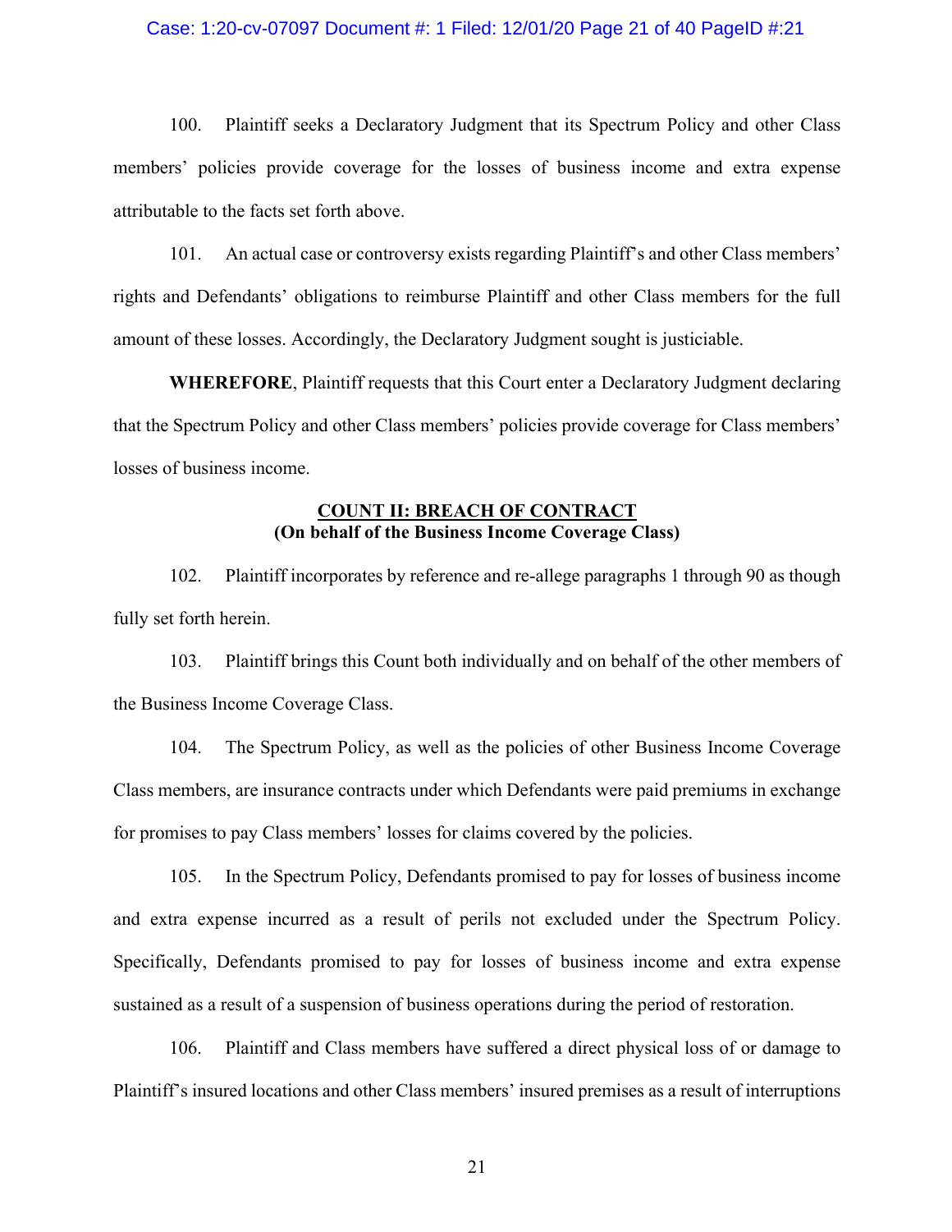100. Plaintiff seeks a Declaratory Judgment that its Spectrum Policy and other Class members' policies provide coverage for the losses of business income and extra expense attributable to the facts set forth above.

101. An actual case or controversy exists regarding Plaintiff's and other Class members' rights and Defendants' obligations to reimburse Plaintiff and other Class members for the full amount of these losses. Accordingly, the Declaratory Judgment sought is justiciable.

**WHEREFORE**, Plaintiff requests that this Court enter a Declaratory Judgment declaring that the Spectrum Policy and other Class members' policies provide coverage for Class members' losses of business income.

## COUNT II: BREACH OF CONTRACT
**(On behalf of the Business Income Coverage Class)**

102. Plaintiff incorporates by reference and re-allege paragraphs 1 through 90 as though fully set forth herein.

103. Plaintiff brings this Count both individually and on behalf of the other members of the Business Income Coverage Class.

104. The Spectrum Policy, as well as the policies of other Business Income Coverage Class members, are insurance contracts under which Defendants were paid premiums in exchange for promises to pay Class members' losses for claims covered by the policies.

105. In the Spectrum Policy, Defendants promised to pay for losses of business income and extra expense incurred as a result of perils not excluded under the Spectrum Policy. Specifically, Defendants promised to pay for losses of business income and extra expense sustained as a result of a suspension of business operations during the period of restoration.

106. Plaintiff and Class members have suffered a direct physical loss of or damage to Plaintiff's insured locations and other Class members' insured premises as a result of interruptions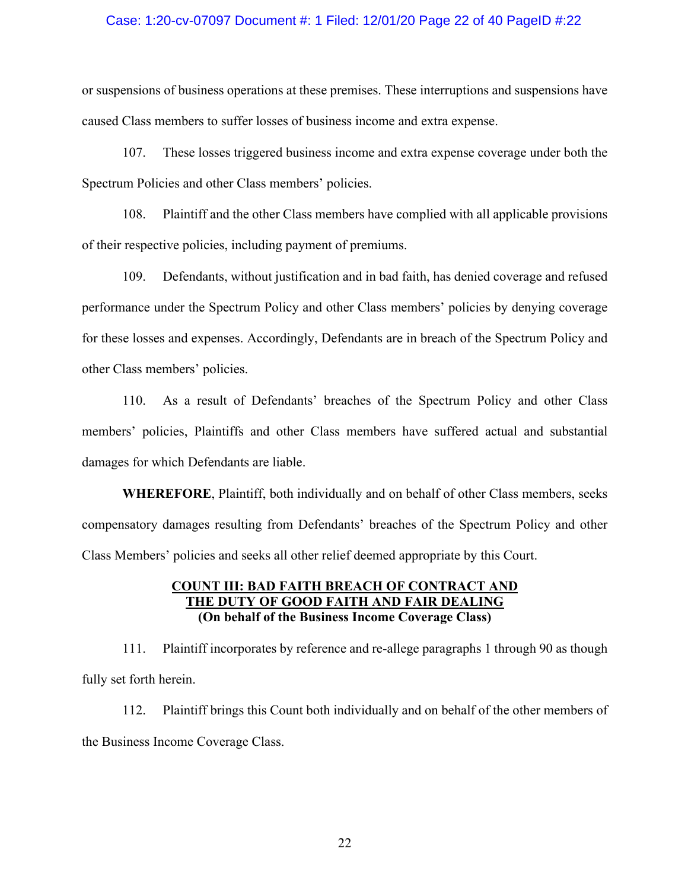or suspensions of business operations at these premises. These interruptions and suspensions have caused Class members to suffer losses of business income and extra expense.

107. These losses triggered business income and extra expense coverage under both the Spectrum Policies and other Class members' policies.

108. Plaintiff and the other Class members have complied with all applicable provisions of their respective policies, including payment of premiums.

109. Defendants, without justification and in bad faith, has denied coverage and refused performance under the Spectrum Policy and other Class members' policies by denying coverage for these losses and expenses. Accordingly, Defendants are in breach of the Spectrum Policy and other Class members' policies.

110. As a result of Defendants' breaches of the Spectrum Policy and other Class members' policies, Plaintiffs and other Class members have suffered actual and substantial damages for which Defendants are liable.

**WHEREFORE**, Plaintiff, both individually and on behalf of other Class members, seeks compensatory damages resulting from Defendants' breaches of the Spectrum Policy and other Class Members' policies and seeks all other relief deemed appropriate by this Court.

## COUNT III: BAD FAITH BREACH OF CONTRACT AND THE DUTY OF GOOD FAITH AND FAIR DEALING

**(On behalf of the Business Income Coverage Class)**

111. Plaintiff incorporates by reference and re-allege paragraphs 1 through 90 as though fully set forth herein.

112. Plaintiff brings this Count both individually and on behalf of the other members of the Business Income Coverage Class.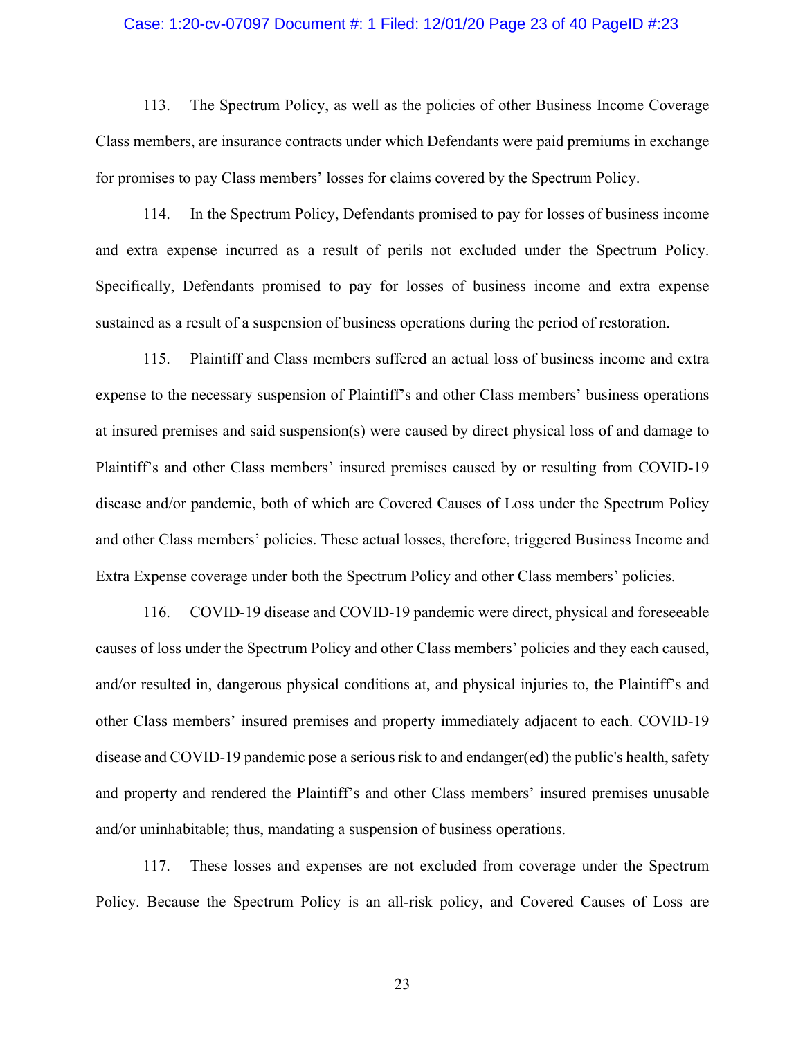113. The Spectrum Policy, as well as the policies of other Business Income Coverage Class members, are insurance contracts under which Defendants were paid premiums in exchange for promises to pay Class members' losses for claims covered by the Spectrum Policy.

114. In the Spectrum Policy, Defendants promised to pay for losses of business income and extra expense incurred as a result of perils not excluded under the Spectrum Policy. Specifically, Defendants promised to pay for losses of business income and extra expense sustained as a result of a suspension of business operations during the period of restoration.

115. Plaintiff and Class members suffered an actual loss of business income and extra expense to the necessary suspension of Plaintiff's and other Class members' business operations at insured premises and said suspension(s) were caused by direct physical loss of and damage to Plaintiff's and other Class members' insured premises caused by or resulting from COVID-19 disease and/or pandemic, both of which are Covered Causes of Loss under the Spectrum Policy and other Class members' policies. These actual losses, therefore, triggered Business Income and Extra Expense coverage under both the Spectrum Policy and other Class members' policies.

116. COVID-19 disease and COVID-19 pandemic were direct, physical and foreseeable causes of loss under the Spectrum Policy and other Class members' policies and they each caused, and/or resulted in, dangerous physical conditions at, and physical injuries to, the Plaintiff's and other Class members' insured premises and property immediately adjacent to each. COVID-19 disease and COVID-19 pandemic pose a serious risk to and endanger(ed) the public's health, safety and property and rendered the Plaintiff's and other Class members' insured premises unusable and/or uninhabitable; thus, mandating a suspension of business operations.

117. These losses and expenses are not excluded from coverage under the Spectrum Policy. Because the Spectrum Policy is an all-risk policy, and Covered Causes of Loss are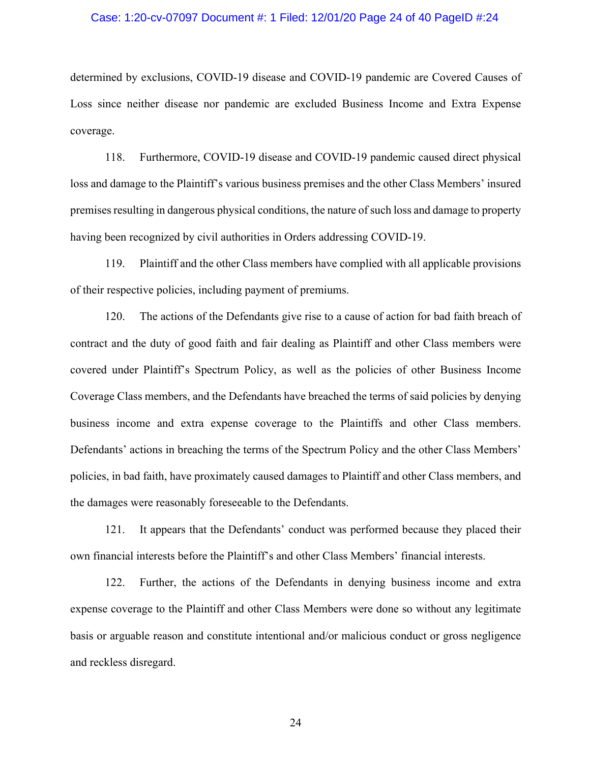determined by exclusions, COVID-19 disease and COVID-19 pandemic are Covered Causes of Loss since neither disease nor pandemic are excluded Business Income and Extra Expense coverage.

118. Furthermore, COVID-19 disease and COVID-19 pandemic caused direct physical loss and damage to the Plaintiff's various business premises and the other Class Members' insured premises resulting in dangerous physical conditions, the nature of such loss and damage to property having been recognized by civil authorities in Orders addressing COVID-19.

119. Plaintiff and the other Class members have complied with all applicable provisions of their respective policies, including payment of premiums.

120. The actions of the Defendants give rise to a cause of action for bad faith breach of contract and the duty of good faith and fair dealing as Plaintiff and other Class members were covered under Plaintiff's Spectrum Policy, as well as the policies of other Business Income Coverage Class members, and the Defendants have breached the terms of said policies by denying business income and extra expense coverage to the Plaintiffs and other Class members. Defendants' actions in breaching the terms of the Spectrum Policy and the other Class Members' policies, in bad faith, have proximately caused damages to Plaintiff and other Class members, and the damages were reasonably foreseeable to the Defendants.

121. It appears that the Defendants' conduct was performed because they placed their own financial interests before the Plaintiff's and other Class Members' financial interests.

122. Further, the actions of the Defendants in denying business income and extra expense coverage to the Plaintiff and other Class Members were done so without any legitimate basis or arguable reason and constitute intentional and/or malicious conduct or gross negligence and reckless disregard.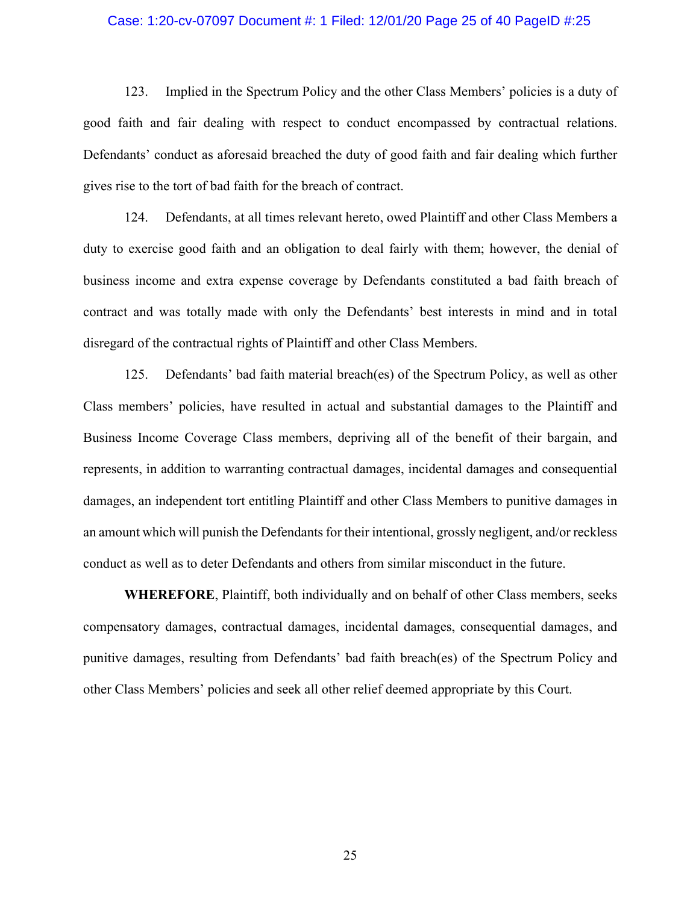123. Implied in the Spectrum Policy and the other Class Members' policies is a duty of good faith and fair dealing with respect to conduct encompassed by contractual relations. Defendants' conduct as aforesaid breached the duty of good faith and fair dealing which further gives rise to the tort of bad faith for the breach of contract.

124. Defendants, at all times relevant hereto, owed Plaintiff and other Class Members a duty to exercise good faith and an obligation to deal fairly with them; however, the denial of business income and extra expense coverage by Defendants constituted a bad faith breach of contract and was totally made with only the Defendants' best interests in mind and in total disregard of the contractual rights of Plaintiff and other Class Members.

125. Defendants' bad faith material breach(es) of the Spectrum Policy, as well as other Class members' policies, have resulted in actual and substantial damages to the Plaintiff and Business Income Coverage Class members, depriving all of the benefit of their bargain, and represents, in addition to warranting contractual damages, incidental damages and consequential damages, an independent tort entitling Plaintiff and other Class Members to punitive damages in an amount which will punish the Defendants for their intentional, grossly negligent, and/or reckless conduct as well as to deter Defendants and others from similar misconduct in the future.

**WHEREFORE**, Plaintiff, both individually and on behalf of other Class members, seeks compensatory damages, contractual damages, incidental damages, consequential damages, and punitive damages, resulting from Defendants' bad faith breach(es) of the Spectrum Policy and other Class Members' policies and seek all other relief deemed appropriate by this Court.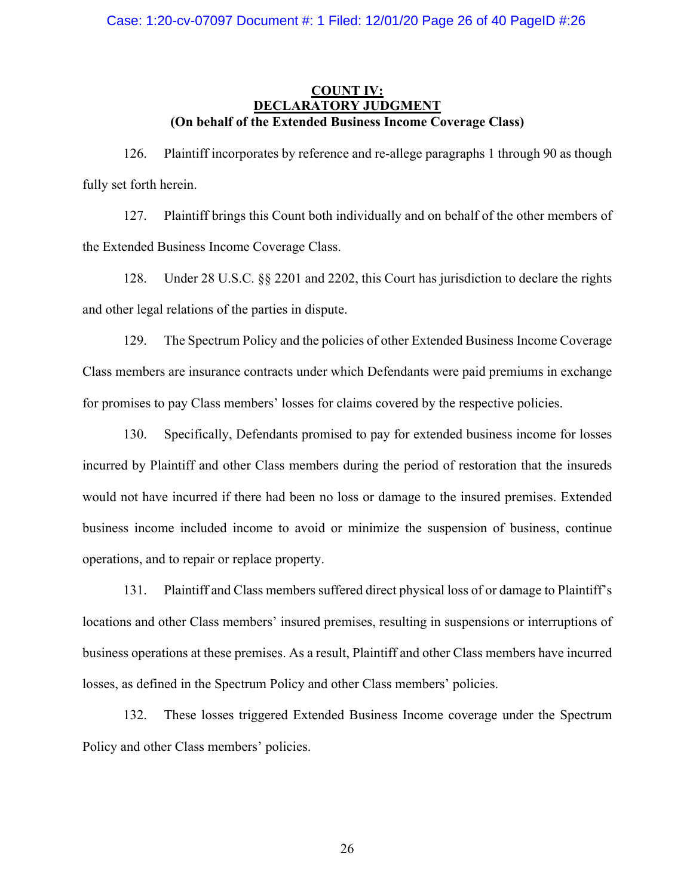**COUNT IV:**
**DECLARATORY JUDGMENT**
**(On behalf of the Extended Business Income Coverage Class)**

126. Plaintiff incorporates by reference and re-allege paragraphs 1 through 90 as though fully set forth herein.

127. Plaintiff brings this Count both individually and on behalf of the other members of the Extended Business Income Coverage Class.

128. Under 28 U.S.C. §§ 2201 and 2202, this Court has jurisdiction to declare the rights and other legal relations of the parties in dispute.

129. The Spectrum Policy and the policies of other Extended Business Income Coverage Class members are insurance contracts under which Defendants were paid premiums in exchange for promises to pay Class members' losses for claims covered by the respective policies.

130. Specifically, Defendants promised to pay for extended business income for losses incurred by Plaintiff and other Class members during the period of restoration that the insureds would not have incurred if there had been no loss or damage to the insured premises. Extended business income included income to avoid or minimize the suspension of business, continue operations, and to repair or replace property.

131. Plaintiff and Class members suffered direct physical loss of or damage to Plaintiff's locations and other Class members' insured premises, resulting in suspensions or interruptions of business operations at these premises. As a result, Plaintiff and other Class members have incurred losses, as defined in the Spectrum Policy and other Class members' policies.

132. These losses triggered Extended Business Income coverage under the Spectrum Policy and other Class members' policies.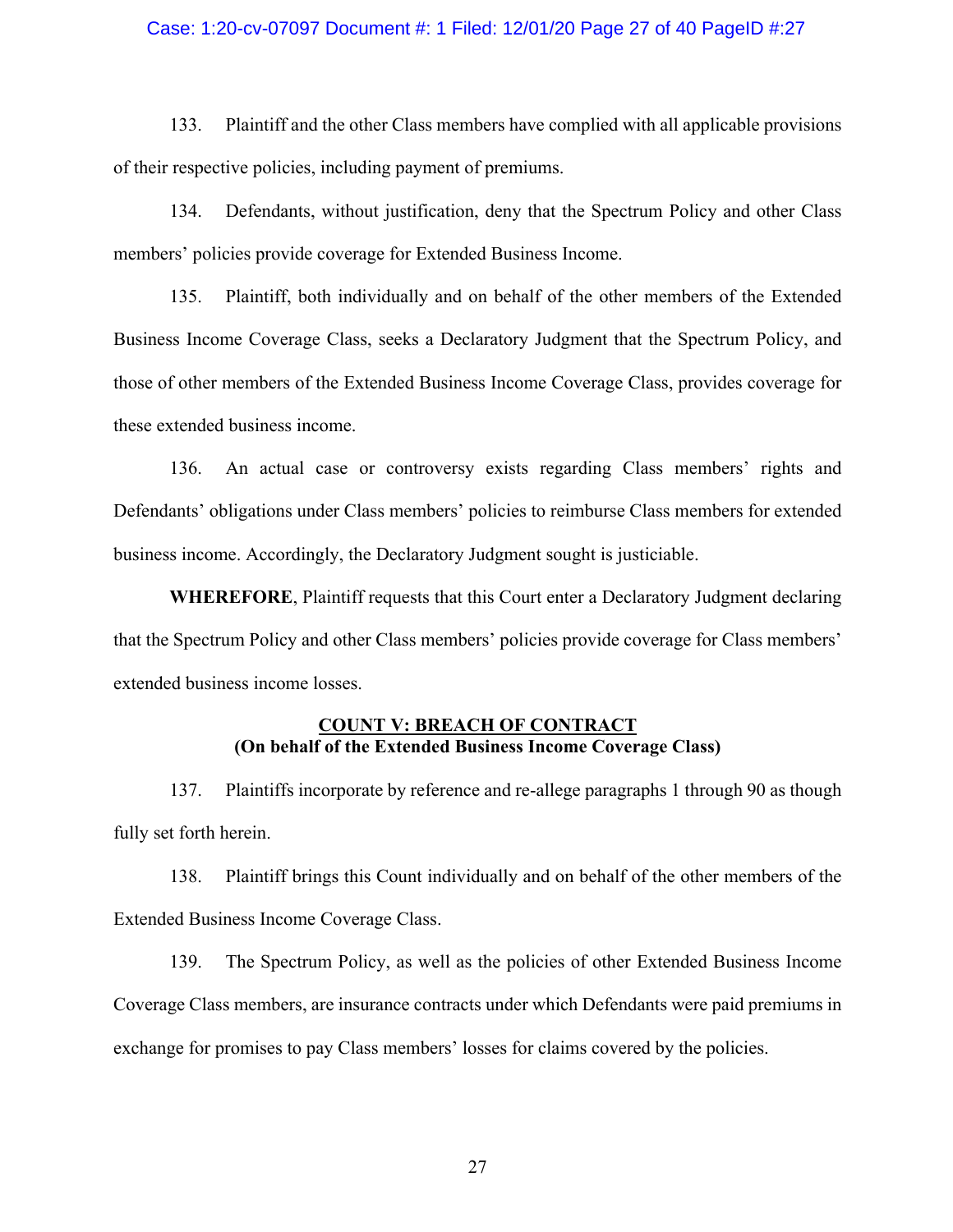133. Plaintiff and the other Class members have complied with all applicable provisions of their respective policies, including payment of premiums.

134. Defendants, without justification, deny that the Spectrum Policy and other Class members' policies provide coverage for Extended Business Income.

135. Plaintiff, both individually and on behalf of the other members of the Extended Business Income Coverage Class, seeks a Declaratory Judgment that the Spectrum Policy, and those of other members of the Extended Business Income Coverage Class, provides coverage for these extended business income.

136. An actual case or controversy exists regarding Class members' rights and Defendants' obligations under Class members' policies to reimburse Class members for extended business income. Accordingly, the Declaratory Judgment sought is justiciable.

**WHEREFORE**, Plaintiff requests that this Court enter a Declaratory Judgment declaring that the Spectrum Policy and other Class members' policies provide coverage for Class members' extended business income losses.

**COUNT V: BREACH OF CONTRACT**
**(On behalf of the Extended Business Income Coverage Class)**

137. Plaintiffs incorporate by reference and re-allege paragraphs 1 through 90 as though fully set forth herein.

138. Plaintiff brings this Count individually and on behalf of the other members of the Extended Business Income Coverage Class.

139. The Spectrum Policy, as well as the policies of other Extended Business Income Coverage Class members, are insurance contracts under which Defendants were paid premiums in exchange for promises to pay Class members' losses for claims covered by the policies.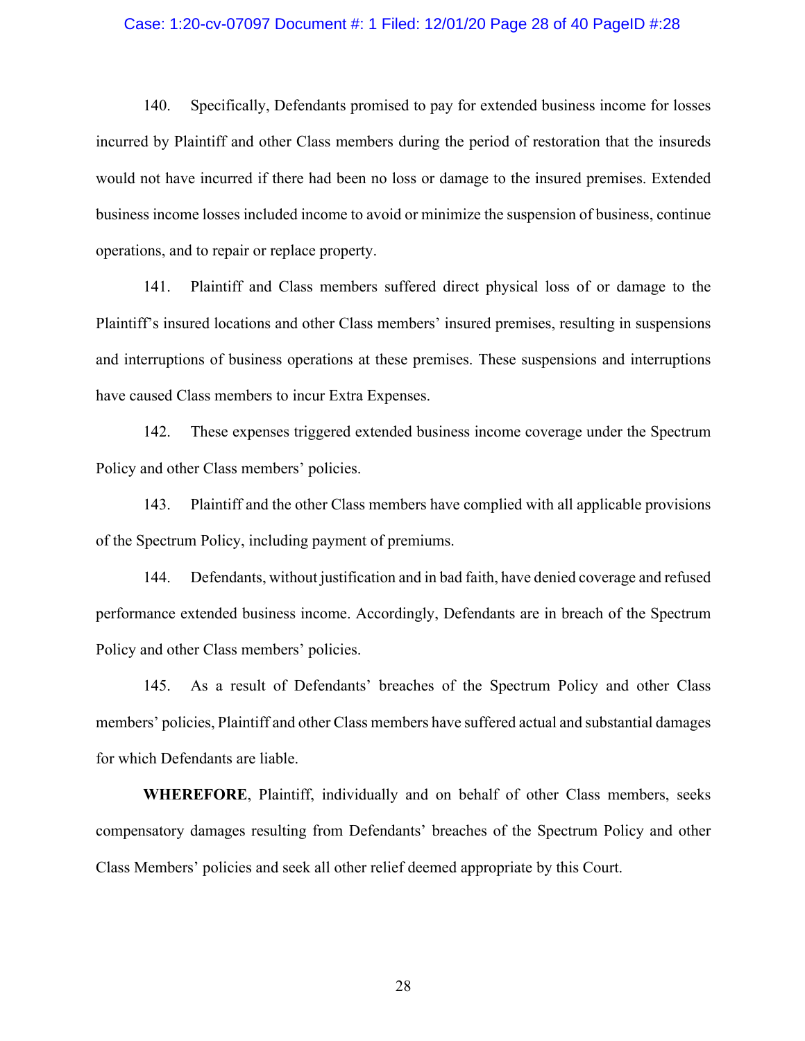140. Specifically, Defendants promised to pay for extended business income for losses incurred by Plaintiff and other Class members during the period of restoration that the insureds would not have incurred if there had been no loss or damage to the insured premises. Extended business income losses included income to avoid or minimize the suspension of business, continue operations, and to repair or replace property.

141. Plaintiff and Class members suffered direct physical loss of or damage to the Plaintiff's insured locations and other Class members' insured premises, resulting in suspensions and interruptions of business operations at these premises. These suspensions and interruptions have caused Class members to incur Extra Expenses.

142. These expenses triggered extended business income coverage under the Spectrum Policy and other Class members' policies.

143. Plaintiff and the other Class members have complied with all applicable provisions of the Spectrum Policy, including payment of premiums.

144. Defendants, without justification and in bad faith, have denied coverage and refused performance extended business income. Accordingly, Defendants are in breach of the Spectrum Policy and other Class members' policies.

145. As a result of Defendants' breaches of the Spectrum Policy and other Class members' policies, Plaintiff and other Class members have suffered actual and substantial damages for which Defendants are liable.

**WHEREFORE**, Plaintiff, individually and on behalf of other Class members, seeks compensatory damages resulting from Defendants' breaches of the Spectrum Policy and other Class Members' policies and seek all other relief deemed appropriate by this Court.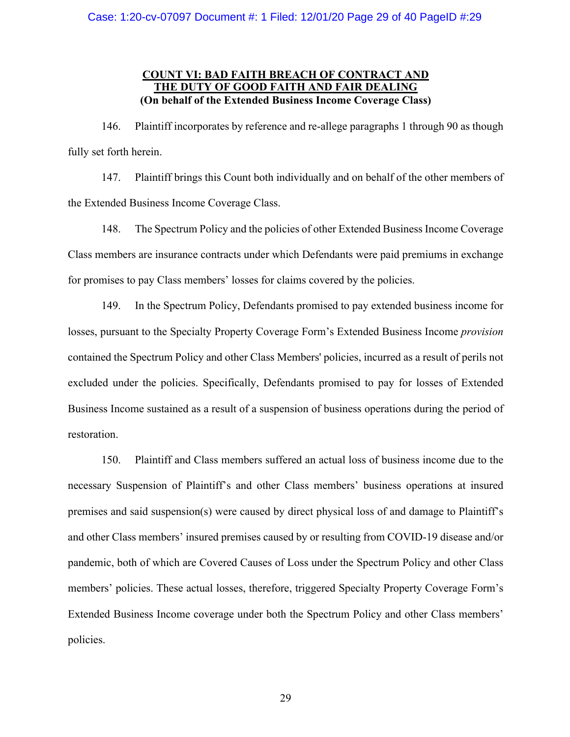**COUNT VI: BAD FAITH BREACH OF CONTRACT AND THE DUTY OF GOOD FAITH AND FAIR DEALING**
**(On behalf of the Extended Business Income Coverage Class)**

146. Plaintiff incorporates by reference and re-allege paragraphs 1 through 90 as though fully set forth herein.

147. Plaintiff brings this Count both individually and on behalf of the other members of the Extended Business Income Coverage Class.

148. The Spectrum Policy and the policies of other Extended Business Income Coverage Class members are insurance contracts under which Defendants were paid premiums in exchange for promises to pay Class members' losses for claims covered by the policies.

149. In the Spectrum Policy, Defendants promised to pay extended business income for losses, pursuant to the Specialty Property Coverage Form's Extended Business Income *provision* contained the Spectrum Policy and other Class Members' policies, incurred as a result of perils not excluded under the policies. Specifically, Defendants promised to pay for losses of Extended Business Income sustained as a result of a suspension of business operations during the period of restoration.

150. Plaintiff and Class members suffered an actual loss of business income due to the necessary Suspension of Plaintiff's and other Class members' business operations at insured premises and said suspension(s) were caused by direct physical loss of and damage to Plaintiff's and other Class members' insured premises caused by or resulting from COVID-19 disease and/or pandemic, both of which are Covered Causes of Loss under the Spectrum Policy and other Class members' policies. These actual losses, therefore, triggered Specialty Property Coverage Form's Extended Business Income coverage under both the Spectrum Policy and other Class members' policies.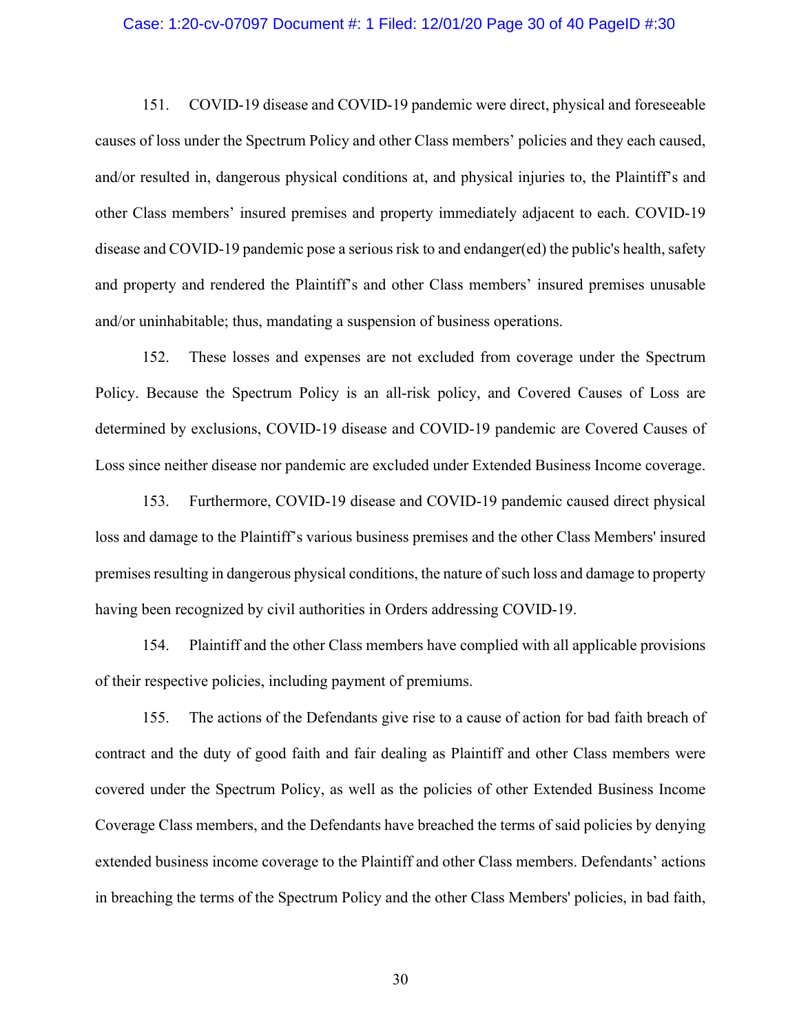151. COVID-19 disease and COVID-19 pandemic were direct, physical and foreseeable causes of loss under the Spectrum Policy and other Class members' policies and they each caused, and/or resulted in, dangerous physical conditions at, and physical injuries to, the Plaintiff's and other Class members' insured premises and property immediately adjacent to each. COVID-19 disease and COVID-19 pandemic pose a serious risk to and endanger(ed) the public's health, safety and property and rendered the Plaintiff's and other Class members' insured premises unusable and/or uninhabitable; thus, mandating a suspension of business operations.

152. These losses and expenses are not excluded from coverage under the Spectrum Policy. Because the Spectrum Policy is an all-risk policy, and Covered Causes of Loss are determined by exclusions, COVID-19 disease and COVID-19 pandemic are Covered Causes of Loss since neither disease nor pandemic are excluded under Extended Business Income coverage.

153. Furthermore, COVID-19 disease and COVID-19 pandemic caused direct physical loss and damage to the Plaintiff's various business premises and the other Class Members' insured premises resulting in dangerous physical conditions, the nature of such loss and damage to property having been recognized by civil authorities in Orders addressing COVID-19.

154. Plaintiff and the other Class members have complied with all applicable provisions of their respective policies, including payment of premiums.

155. The actions of the Defendants give rise to a cause of action for bad faith breach of contract and the duty of good faith and fair dealing as Plaintiff and other Class members were covered under the Spectrum Policy, as well as the policies of other Extended Business Income Coverage Class members, and the Defendants have breached the terms of said policies by denying extended business income coverage to the Plaintiff and other Class members. Defendants' actions in breaching the terms of the Spectrum Policy and the other Class Members' policies, in bad faith,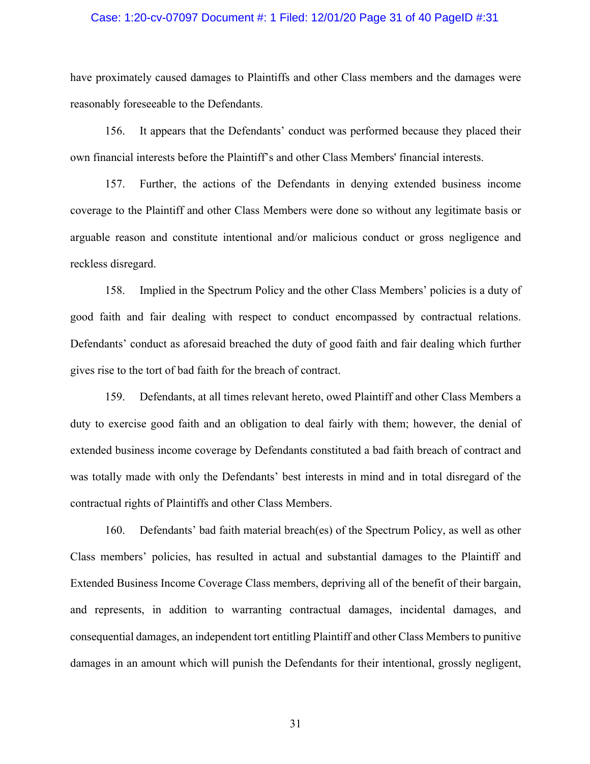have proximately caused damages to Plaintiffs and other Class members and the damages were reasonably foreseeable to the Defendants.

156. It appears that the Defendants' conduct was performed because they placed their own financial interests before the Plaintiff's and other Class Members' financial interests.

157. Further, the actions of the Defendants in denying extended business income coverage to the Plaintiff and other Class Members were done so without any legitimate basis or arguable reason and constitute intentional and/or malicious conduct or gross negligence and reckless disregard.

158. Implied in the Spectrum Policy and the other Class Members' policies is a duty of good faith and fair dealing with respect to conduct encompassed by contractual relations. Defendants' conduct as aforesaid breached the duty of good faith and fair dealing which further gives rise to the tort of bad faith for the breach of contract.

159. Defendants, at all times relevant hereto, owed Plaintiff and other Class Members a duty to exercise good faith and an obligation to deal fairly with them; however, the denial of extended business income coverage by Defendants constituted a bad faith breach of contract and was totally made with only the Defendants' best interests in mind and in total disregard of the contractual rights of Plaintiffs and other Class Members.

160. Defendants' bad faith material breach(es) of the Spectrum Policy, as well as other Class members' policies, has resulted in actual and substantial damages to the Plaintiff and Extended Business Income Coverage Class members, depriving all of the benefit of their bargain, and represents, in addition to warranting contractual damages, incidental damages, and consequential damages, an independent tort entitling Plaintiff and other Class Members to punitive damages in an amount which will punish the Defendants for their intentional, grossly negligent,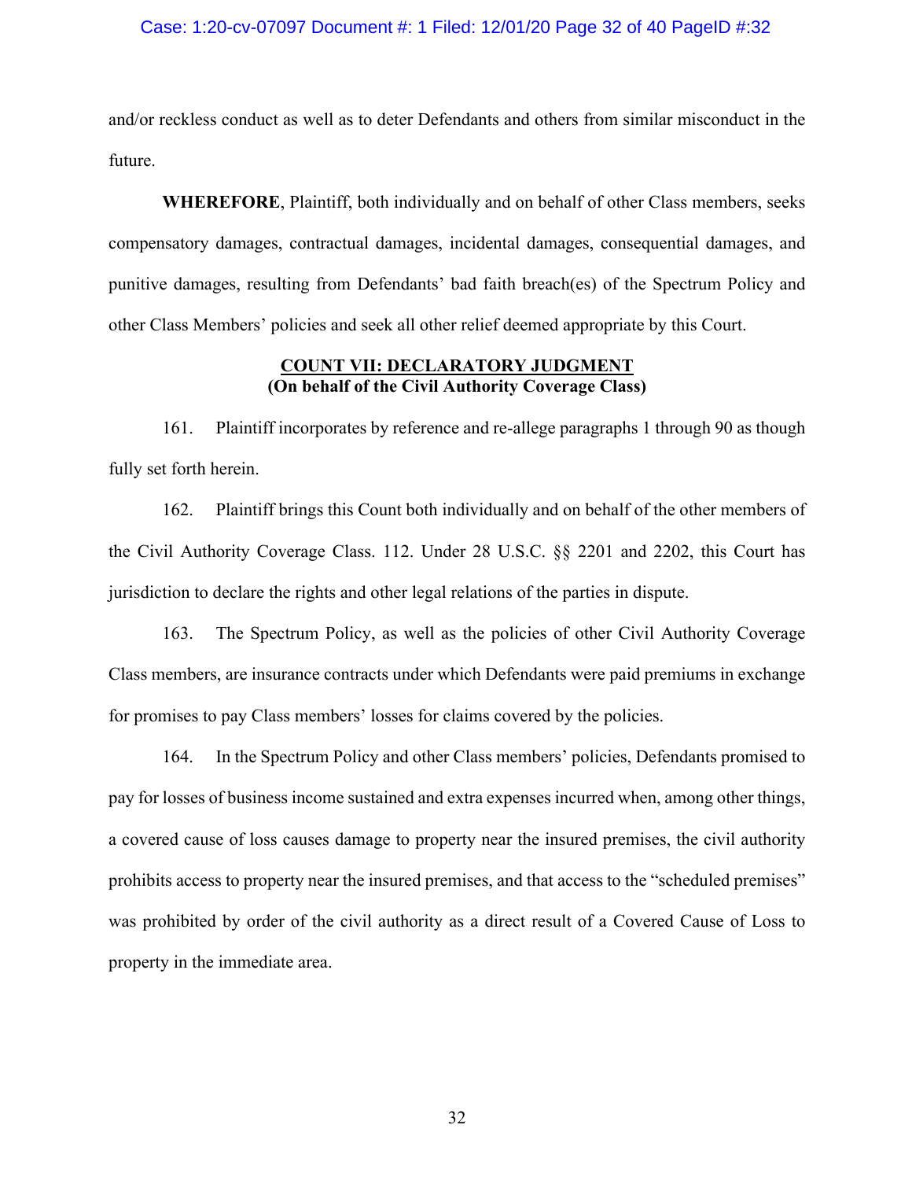and/or reckless conduct as well as to deter Defendants and others from similar misconduct in the future.

**WHEREFORE**, Plaintiff, both individually and on behalf of other Class members, seeks compensatory damages, contractual damages, incidental damages, consequential damages, and punitive damages, resulting from Defendants' bad faith breach(es) of the Spectrum Policy and other Class Members' policies and seek all other relief deemed appropriate by this Court.

**COUNT VII: DECLARATORY JUDGMENT**
**(On behalf of the Civil Authority Coverage Class)**

161. Plaintiff incorporates by reference and re-allege paragraphs 1 through 90 as though fully set forth herein.

162. Plaintiff brings this Count both individually and on behalf of the other members of the Civil Authority Coverage Class. 112. Under 28 U.S.C. §§ 2201 and 2202, this Court has jurisdiction to declare the rights and other legal relations of the parties in dispute.

163. The Spectrum Policy, as well as the policies of other Civil Authority Coverage Class members, are insurance contracts under which Defendants were paid premiums in exchange for promises to pay Class members' losses for claims covered by the policies.

164. In the Spectrum Policy and other Class members' policies, Defendants promised to pay for losses of business income sustained and extra expenses incurred when, among other things, a covered cause of loss causes damage to property near the insured premises, the civil authority prohibits access to property near the insured premises, and that access to the "scheduled premises" was prohibited by order of the civil authority as a direct result of a Covered Cause of Loss to property in the immediate area.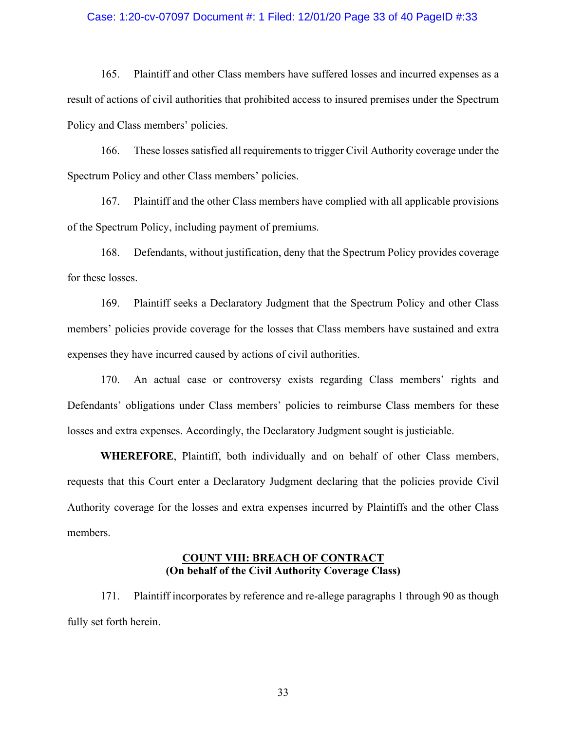165. Plaintiff and other Class members have suffered losses and incurred expenses as a result of actions of civil authorities that prohibited access to insured premises under the Spectrum Policy and Class members' policies.

166. These losses satisfied all requirements to trigger Civil Authority coverage under the Spectrum Policy and other Class members' policies.

167. Plaintiff and the other Class members have complied with all applicable provisions of the Spectrum Policy, including payment of premiums.

168. Defendants, without justification, deny that the Spectrum Policy provides coverage for these losses.

169. Plaintiff seeks a Declaratory Judgment that the Spectrum Policy and other Class members' policies provide coverage for the losses that Class members have sustained and extra expenses they have incurred caused by actions of civil authorities.

170. An actual case or controversy exists regarding Class members' rights and Defendants' obligations under Class members' policies to reimburse Class members for these losses and extra expenses. Accordingly, the Declaratory Judgment sought is justiciable.

**WHEREFORE**, Plaintiff, both individually and on behalf of other Class members, requests that this Court enter a Declaratory Judgment declaring that the policies provide Civil Authority coverage for the losses and extra expenses incurred by Plaintiffs and the other Class members.

## COUNT VIII: BREACH OF CONTRACT
**(On behalf of the Civil Authority Coverage Class)**

171. Plaintiff incorporates by reference and re-allege paragraphs 1 through 90 as though fully set forth herein.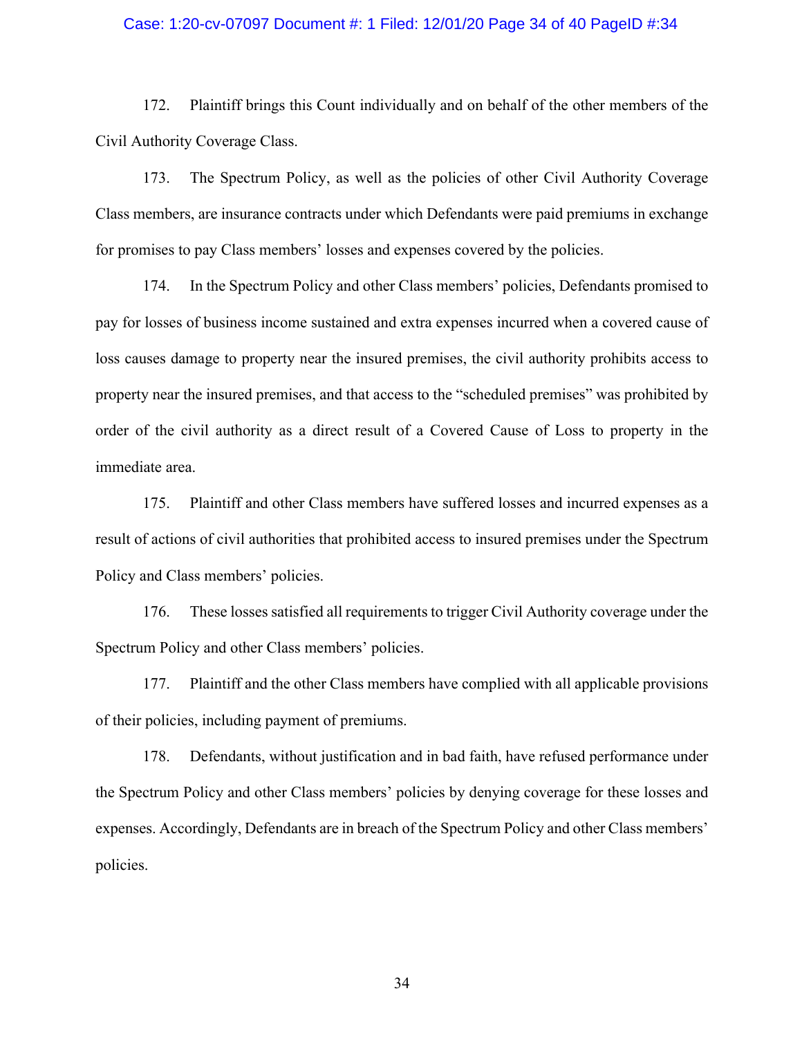172. Plaintiff brings this Count individually and on behalf of the other members of the Civil Authority Coverage Class.

173. The Spectrum Policy, as well as the policies of other Civil Authority Coverage Class members, are insurance contracts under which Defendants were paid premiums in exchange for promises to pay Class members' losses and expenses covered by the policies.

174. In the Spectrum Policy and other Class members' policies, Defendants promised to pay for losses of business income sustained and extra expenses incurred when a covered cause of loss causes damage to property near the insured premises, the civil authority prohibits access to property near the insured premises, and that access to the "scheduled premises" was prohibited by order of the civil authority as a direct result of a Covered Cause of Loss to property in the immediate area.

175. Plaintiff and other Class members have suffered losses and incurred expenses as a result of actions of civil authorities that prohibited access to insured premises under the Spectrum Policy and Class members' policies.

176. These losses satisfied all requirements to trigger Civil Authority coverage under the Spectrum Policy and other Class members' policies.

177. Plaintiff and the other Class members have complied with all applicable provisions of their policies, including payment of premiums.

178. Defendants, without justification and in bad faith, have refused performance under the Spectrum Policy and other Class members' policies by denying coverage for these losses and expenses. Accordingly, Defendants are in breach of the Spectrum Policy and other Class members' policies.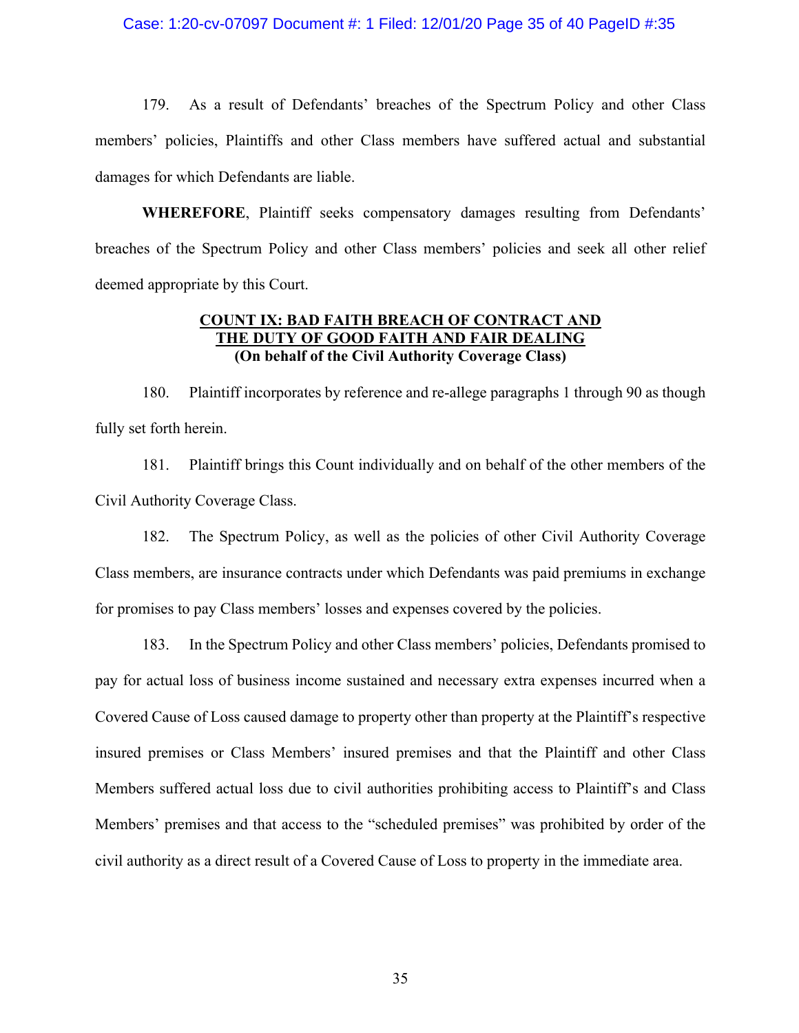179. As a result of Defendants' breaches of the Spectrum Policy and other Class members' policies, Plaintiffs and other Class members have suffered actual and substantial damages for which Defendants are liable.

**WHEREFORE**, Plaintiff seeks compensatory damages resulting from Defendants' breaches of the Spectrum Policy and other Class members' policies and seek all other relief deemed appropriate by this Court.

**COUNT IX: BAD FAITH BREACH OF CONTRACT AND THE DUTY OF GOOD FAITH AND FAIR DEALING**
**(On behalf of the Civil Authority Coverage Class)**

180. Plaintiff incorporates by reference and re-allege paragraphs 1 through 90 as though fully set forth herein.

181. Plaintiff brings this Count individually and on behalf of the other members of the Civil Authority Coverage Class.

182. The Spectrum Policy, as well as the policies of other Civil Authority Coverage Class members, are insurance contracts under which Defendants was paid premiums in exchange for promises to pay Class members' losses and expenses covered by the policies.

183. In the Spectrum Policy and other Class members' policies, Defendants promised to pay for actual loss of business income sustained and necessary extra expenses incurred when a Covered Cause of Loss caused damage to property other than property at the Plaintiff's respective insured premises or Class Members' insured premises and that the Plaintiff and other Class Members suffered actual loss due to civil authorities prohibiting access to Plaintiff's and Class Members' premises and that access to the "scheduled premises" was prohibited by order of the civil authority as a direct result of a Covered Cause of Loss to property in the immediate area.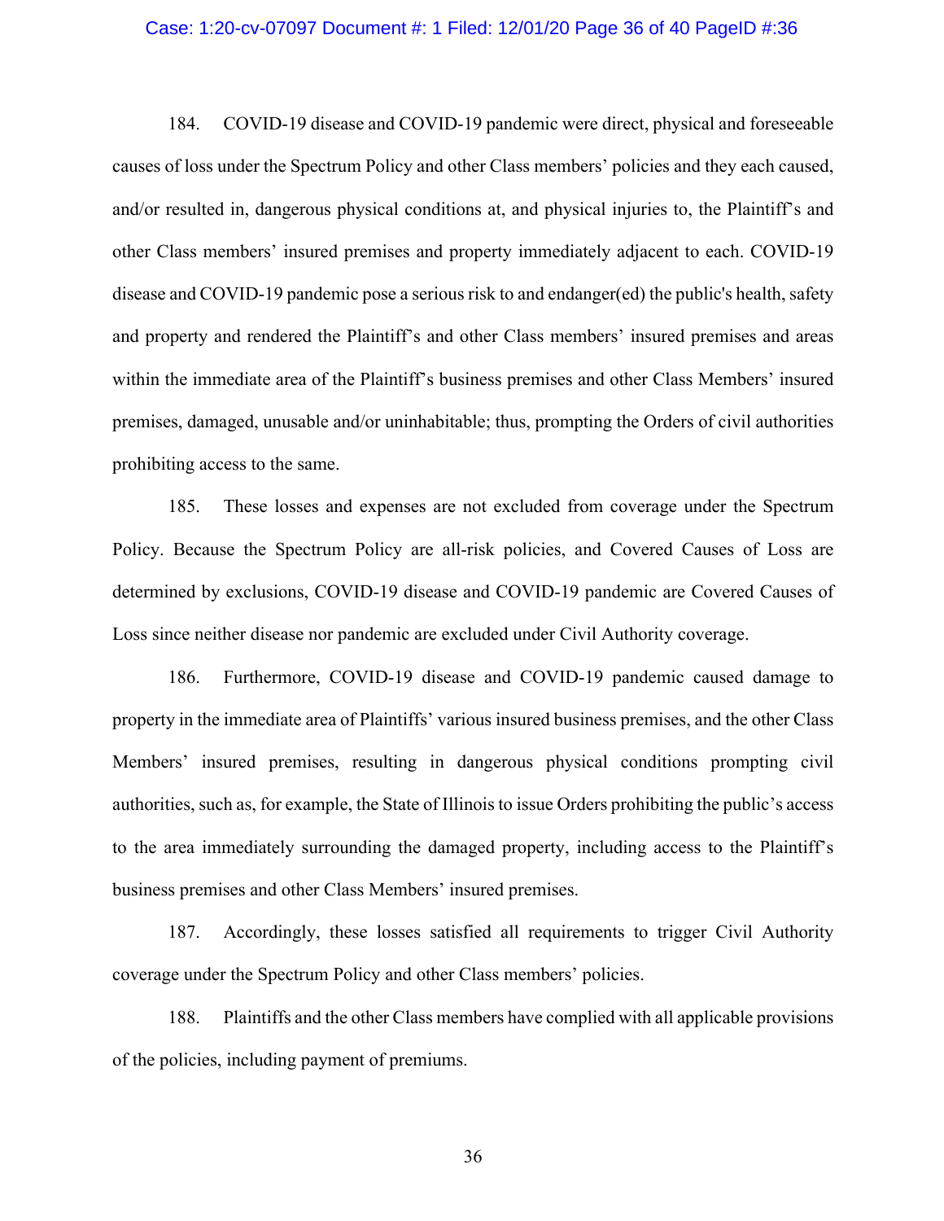184. COVID-19 disease and COVID-19 pandemic were direct, physical and foreseeable causes of loss under the Spectrum Policy and other Class members' policies and they each caused, and/or resulted in, dangerous physical conditions at, and physical injuries to, the Plaintiff's and other Class members' insured premises and property immediately adjacent to each. COVID-19 disease and COVID-19 pandemic pose a serious risk to and endanger(ed) the public's health, safety and property and rendered the Plaintiff's and other Class members' insured premises and areas within the immediate area of the Plaintiff's business premises and other Class Members' insured premises, damaged, unusable and/or uninhabitable; thus, prompting the Orders of civil authorities prohibiting access to the same.

185. These losses and expenses are not excluded from coverage under the Spectrum Policy. Because the Spectrum Policy are all-risk policies, and Covered Causes of Loss are determined by exclusions, COVID-19 disease and COVID-19 pandemic are Covered Causes of Loss since neither disease nor pandemic are excluded under Civil Authority coverage.

186. Furthermore, COVID-19 disease and COVID-19 pandemic caused damage to property in the immediate area of Plaintiffs' various insured business premises, and the other Class Members' insured premises, resulting in dangerous physical conditions prompting civil authorities, such as, for example, the State of Illinois to issue Orders prohibiting the public's access to the area immediately surrounding the damaged property, including access to the Plaintiff's business premises and other Class Members' insured premises.

187. Accordingly, these losses satisfied all requirements to trigger Civil Authority coverage under the Spectrum Policy and other Class members' policies.

188. Plaintiffs and the other Class members have complied with all applicable provisions of the policies, including payment of premiums.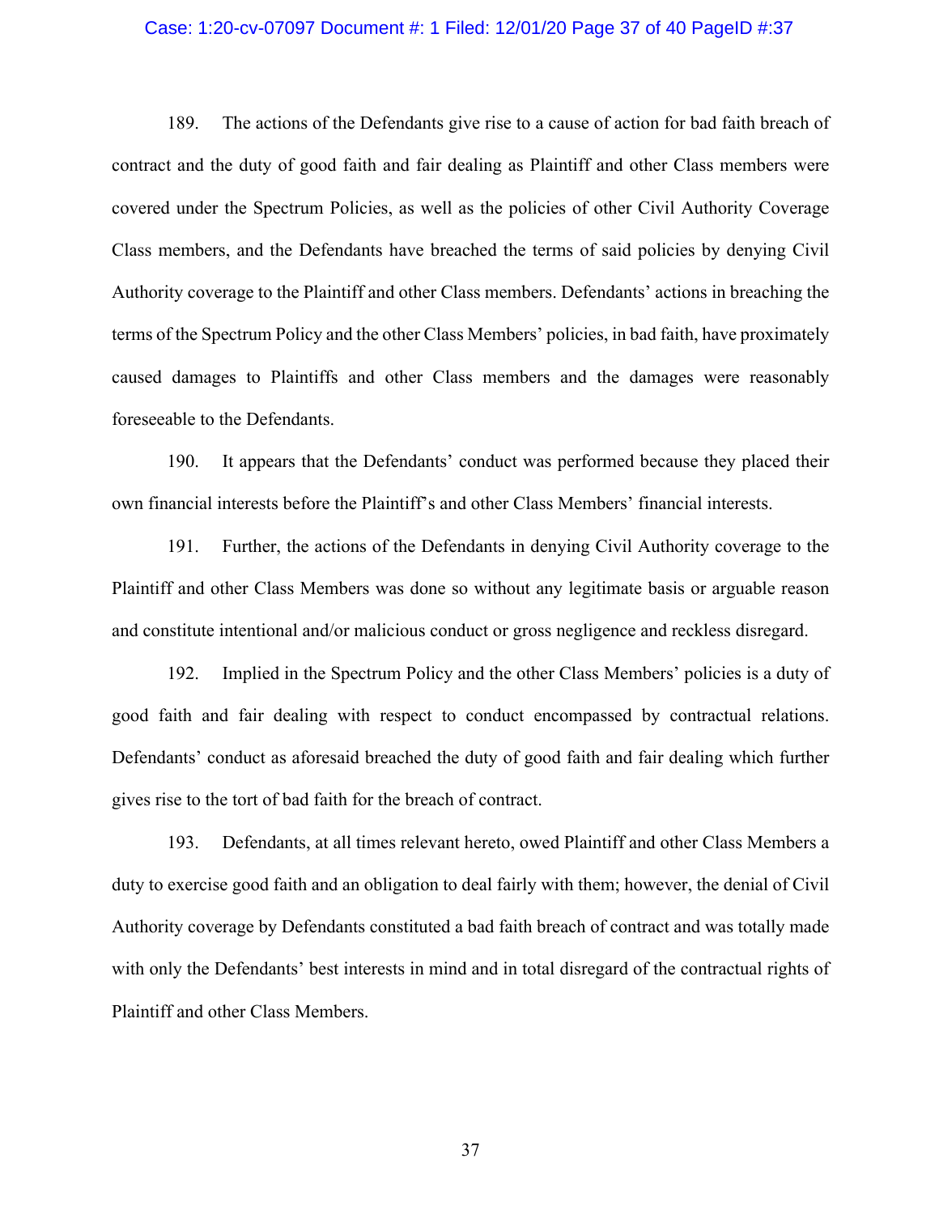189. The actions of the Defendants give rise to a cause of action for bad faith breach of contract and the duty of good faith and fair dealing as Plaintiff and other Class members were covered under the Spectrum Policies, as well as the policies of other Civil Authority Coverage Class members, and the Defendants have breached the terms of said policies by denying Civil Authority coverage to the Plaintiff and other Class members. Defendants' actions in breaching the terms of the Spectrum Policy and the other Class Members' policies, in bad faith, have proximately caused damages to Plaintiffs and other Class members and the damages were reasonably foreseeable to the Defendants.

190. It appears that the Defendants' conduct was performed because they placed their own financial interests before the Plaintiff's and other Class Members' financial interests.

191. Further, the actions of the Defendants in denying Civil Authority coverage to the Plaintiff and other Class Members was done so without any legitimate basis or arguable reason and constitute intentional and/or malicious conduct or gross negligence and reckless disregard.

192. Implied in the Spectrum Policy and the other Class Members' policies is a duty of good faith and fair dealing with respect to conduct encompassed by contractual relations. Defendants' conduct as aforesaid breached the duty of good faith and fair dealing which further gives rise to the tort of bad faith for the breach of contract.

193. Defendants, at all times relevant hereto, owed Plaintiff and other Class Members a duty to exercise good faith and an obligation to deal fairly with them; however, the denial of Civil Authority coverage by Defendants constituted a bad faith breach of contract and was totally made with only the Defendants' best interests in mind and in total disregard of the contractual rights of Plaintiff and other Class Members.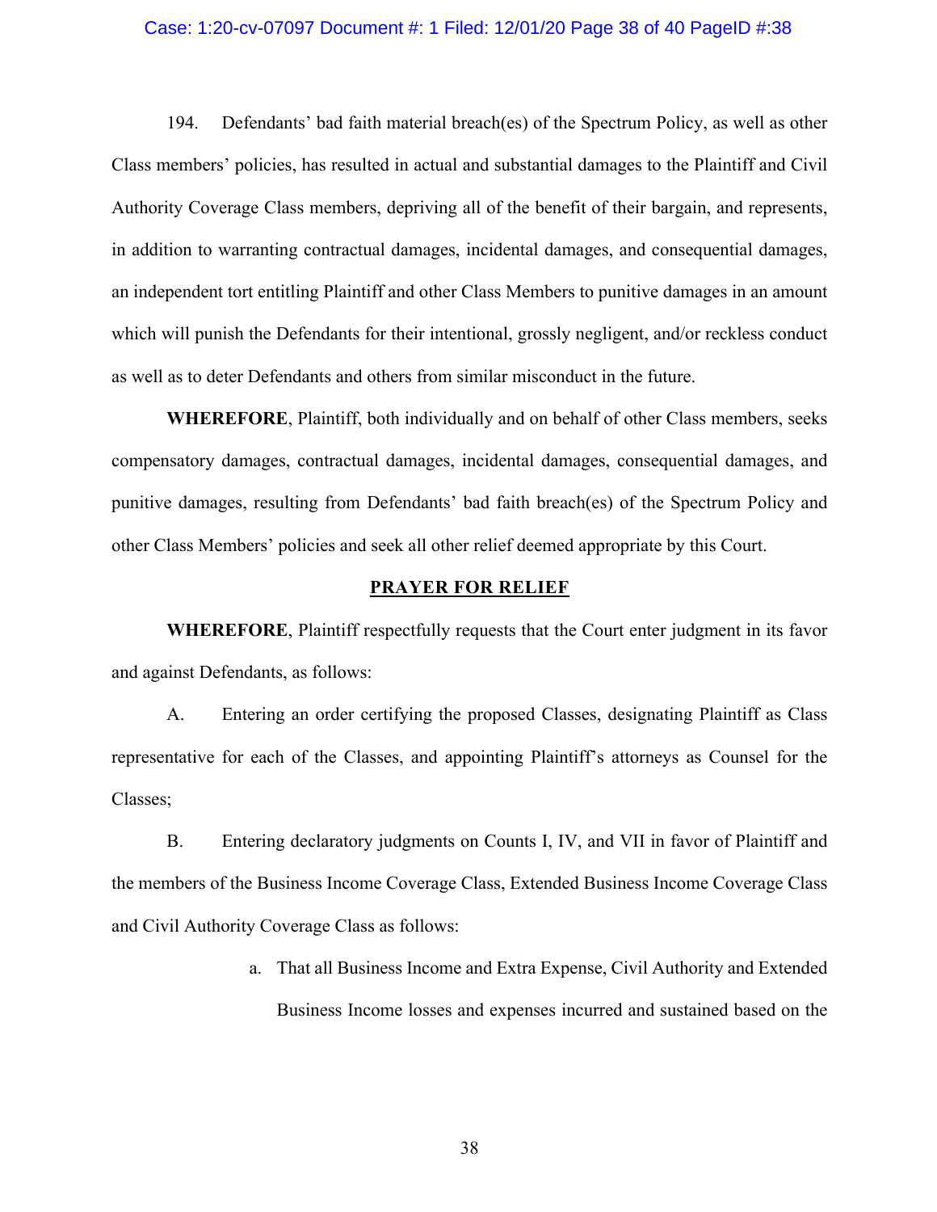194. Defendants' bad faith material breach(es) of the Spectrum Policy, as well as other Class members' policies, has resulted in actual and substantial damages to the Plaintiff and Civil Authority Coverage Class members, depriving all of the benefit of their bargain, and represents, in addition to warranting contractual damages, incidental damages, and consequential damages, an independent tort entitling Plaintiff and other Class Members to punitive damages in an amount which will punish the Defendants for their intentional, grossly negligent, and/or reckless conduct as well as to deter Defendants and others from similar misconduct in the future.

**WHEREFORE**, Plaintiff, both individually and on behalf of other Class members, seeks compensatory damages, contractual damages, incidental damages, consequential damages, and punitive damages, resulting from Defendants' bad faith breach(es) of the Spectrum Policy and other Class Members' policies and seek all other relief deemed appropriate by this Court.

## PRAYER FOR RELIEF

**WHEREFORE**, Plaintiff respectfully requests that the Court enter judgment in its favor and against Defendants, as follows:

A. Entering an order certifying the proposed Classes, designating Plaintiff as Class representative for each of the Classes, and appointing Plaintiff's attorneys as Counsel for the Classes;

B. Entering declaratory judgments on Counts I, IV, and VII in favor of Plaintiff and the members of the Business Income Coverage Class, Extended Business Income Coverage Class and Civil Authority Coverage Class as follows:

a. That all Business Income and Extra Expense, Civil Authority and Extended Business Income losses and expenses incurred and sustained based on the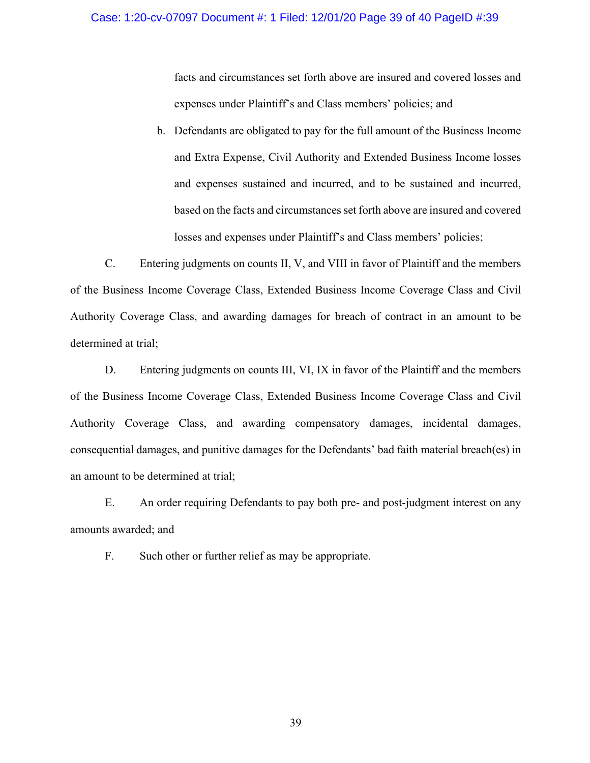facts and circumstances set forth above are insured and covered losses and expenses under Plaintiff's and Class members' policies; and

b. Defendants are obligated to pay for the full amount of the Business Income and Extra Expense, Civil Authority and Extended Business Income losses and expenses sustained and incurred, and to be sustained and incurred, based on the facts and circumstances set forth above are insured and covered losses and expenses under Plaintiff's and Class members' policies;

C. Entering judgments on counts II, V, and VIII in favor of Plaintiff and the members of the Business Income Coverage Class, Extended Business Income Coverage Class and Civil Authority Coverage Class, and awarding damages for breach of contract in an amount to be determined at trial;

D. Entering judgments on counts III, VI, IX in favor of the Plaintiff and the members of the Business Income Coverage Class, Extended Business Income Coverage Class and Civil Authority Coverage Class, and awarding compensatory damages, incidental damages, consequential damages, and punitive damages for the Defendants' bad faith material breach(es) in an amount to be determined at trial;

E. An order requiring Defendants to pay both pre- and post-judgment interest on any amounts awarded; and

F. Such other or further relief as may be appropriate.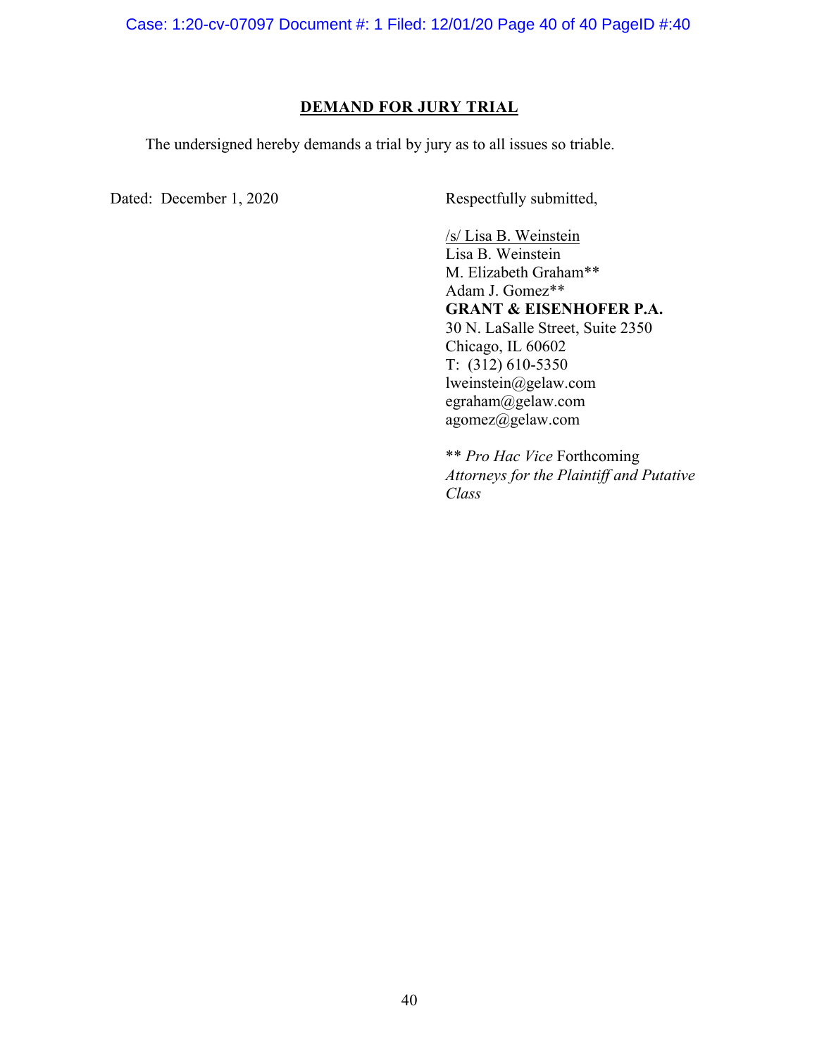## DEMAND FOR JURY TRIAL

The undersigned hereby demands a trial by jury as to all issues so triable.

Dated: December 1, 2020

Respectfully submitted,

/s/ Lisa B. Weinstein
Lisa B. Weinstein
M. Elizabeth Graham**
Adam J. Gomez**
**GRANT & EISENHOFER P.A.**
30 N. LaSalle Street, Suite 2350
Chicago, IL 60602
T: (312) 610-5350
lweinstein@gelaw.com
egraham@gelaw.com
agomez@gelaw.com

** *Pro Hac Vice* Forthcoming
*Attorneys for the Plaintiff and Putative Class*